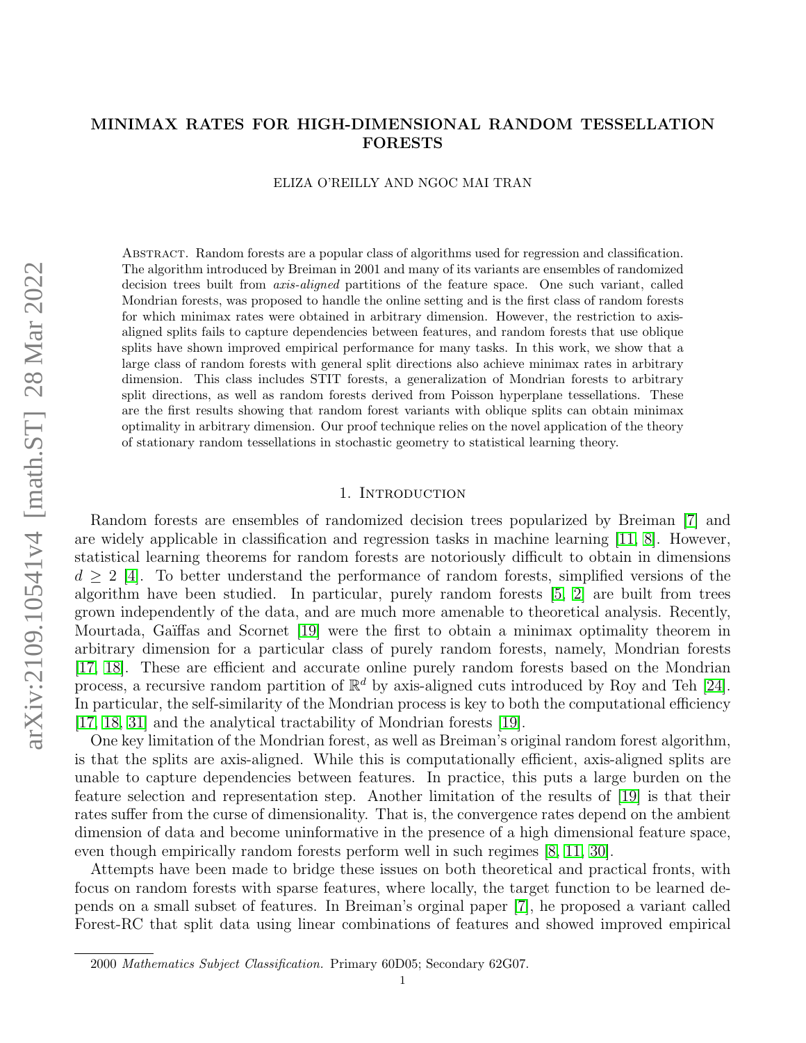# MINIMAX RATES FOR HIGH-DIMENSIONAL RANDOM TESSELLATION FORESTS

ELIZA O'REILLY AND NGOC MAI TRAN

Abstract. Random forests are a popular class of algorithms used for regression and classification. The algorithm introduced by Breiman in 2001 and many of its variants are ensembles of randomized decision trees built from *axis-aligned* partitions of the feature space. One such variant, called Mondrian forests, was proposed to handle the online setting and is the first class of random forests for which minimax rates were obtained in arbitrary dimension. However, the restriction to axis-aligned splits fails to capture dependencies between features, and random forests that use oblique splits have shown improved empirical performance for many tasks. In this work, we show that a large class of random forests with general split directions also achieve minimax rates in arbitrary dimension. This class includes STIT forests, a generalization of Mondrian forests to arbitrary split directions, as well as random forests derived from Poisson hyperplane tessellations. These are the first results showing that random forest variants with oblique splits can obtain minimax optimality in arbitrary dimension. Our proof technique relies on the novel application of the theory of stationary random tessellations in stochastic geometry to statistical learning theory.

## 1. Introduction

Random forests are ensembles of randomized decision trees popularized by Breiman [7] and are widely applicable in classification and regression tasks in machine learning [11, 8]. However, statistical learning theorems for random forests are notoriously difficult to obtain in dimensions $d \geq 2$ [4]. To better understand the performance of random forests, simplified versions of the algorithm have been studied. In particular, purely random forests [5, 2] are built from trees grown independently of the data, and are much more amenable to theoretical analysis. Recently, Mourtada, Gaïffas and Scornet [19] were the first to obtain a minimax optimality theorem in arbitrary dimension for a particular class of purely random forests, namely, Mondrian forests [17, 18]. These are efficient and accurate online purely random forests based on the Mondrian process, a recursive random partition of $\mathbb{R}^d$ by axis-aligned cuts introduced by Roy and Teh [24]. In particular, the self-similarity of the Mondrian process is key to both the computational efficiency [17, 18, 31] and the analytical tractability of Mondrian forests [19].

One key limitation of the Mondrian forest, as well as Breiman's original random forest algorithm, is that the splits are axis-aligned. While this is computationally efficient, axis-aligned splits are unable to capture dependencies between features. In practice, this puts a large burden on the feature selection and representation step. Another limitation of the results of [19] is that their rates suffer from the curse of dimensionality. That is, the convergence rates depend on the ambient dimension of data and become uninformative in the presence of a high dimensional feature space, even though empirically random forests perform well in such regimes [8, 11, 30].

Attempts have been made to bridge these issues on both theoretical and practical fronts, with focus on random forests with sparse features, where locally, the target function to be learned depends on a small subset of features. In Breiman's orginal paper [7], he proposed a variant called Forest-RC that split data using linear combinations of features and showed improved empirical

2000 *Mathematics Subject Classification.* Primary 60D05; Secondary 62G07.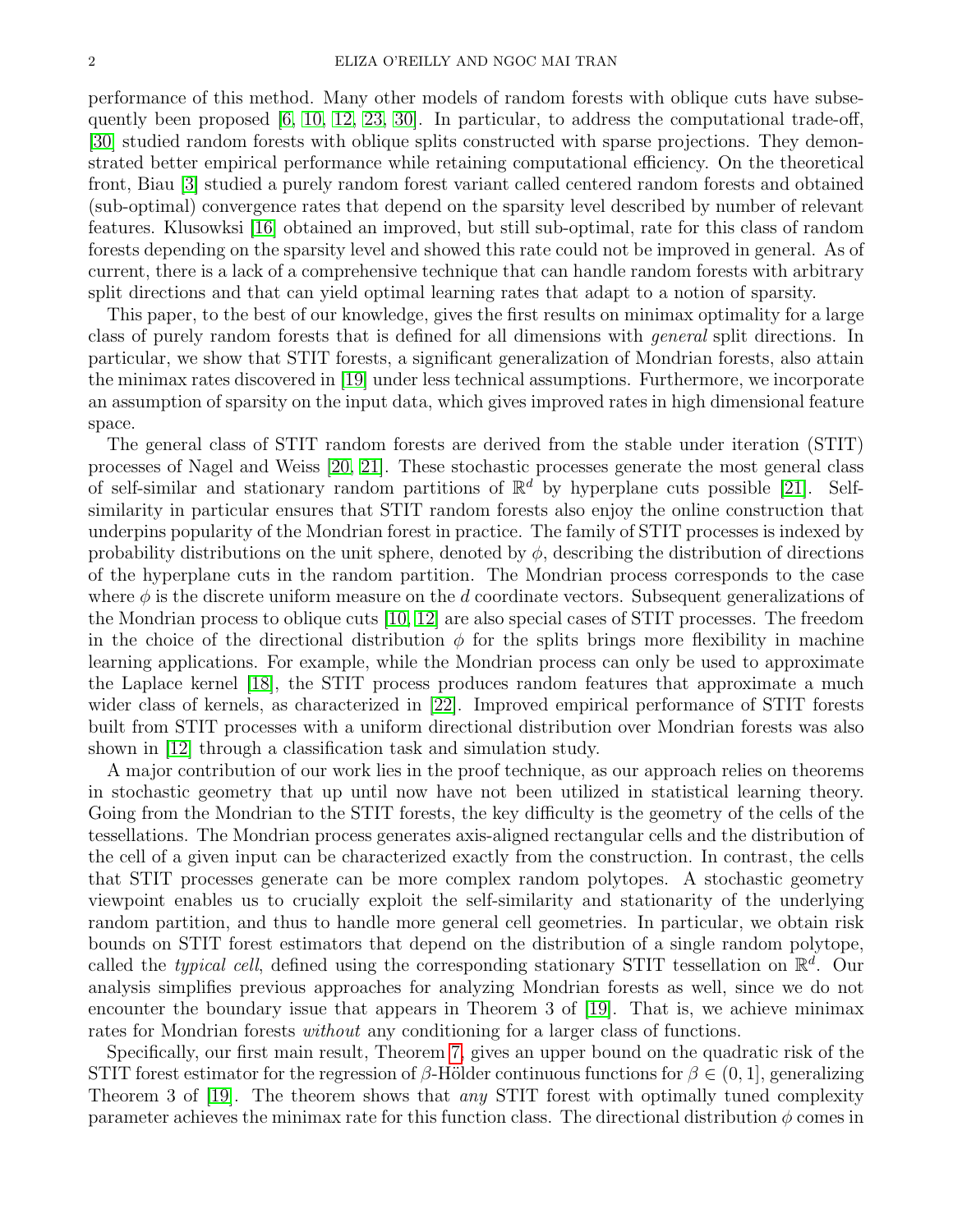performance of this method. Many other models of random forests with oblique cuts have subsequently been proposed [6, 10, 12, 23, 30]. In particular, to address the computational trade-off, [30] studied random forests with oblique splits constructed with sparse projections. They demonstrated better empirical performance while retaining computational efficiency. On the theoretical front, Biau [3] studied a purely random forest variant called centered random forests and obtained (sub-optimal) convergence rates that depend on the sparsity level described by number of relevant features. Klusowksi [16] obtained an improved, but still sub-optimal, rate for this class of random forests depending on the sparsity level and showed this rate could not be improved in general. As of current, there is a lack of a comprehensive technique that can handle random forests with arbitrary split directions and that can yield optimal learning rates that adapt to a notion of sparsity.

This paper, to the best of our knowledge, gives the first results on minimax optimality for a large class of purely random forests that is defined for all dimensions with *general* split directions. In particular, we show that STIT forests, a significant generalization of Mondrian forests, also attain the minimax rates discovered in [19] under less technical assumptions. Furthermore, we incorporate an assumption of sparsity on the input data, which gives improved rates in high dimensional feature space.

The general class of STIT random forests are derived from the stable under iteration (STIT) processes of Nagel and Weiss [20, 21]. These stochastic processes generate the most general class of self-similar and stationary random partitions of $\mathbb{R}^d$ by hyperplane cuts possible [21]. Self-similarity in particular ensures that STIT random forests also enjoy the online construction that underpins popularity of the Mondrian forest in practice. The family of STIT processes is indexed by probability distributions on the unit sphere, denoted by $\phi$, describing the distribution of directions of the hyperplane cuts in the random partition. The Mondrian process corresponds to the case where $\phi$ is the discrete uniform measure on the $d$ coordinate vectors. Subsequent generalizations of the Mondrian process to oblique cuts [10, 12] are also special cases of STIT processes. The freedom in the choice of the directional distribution $\phi$ for the splits brings more flexibility in machine learning applications. For example, while the Mondrian process can only be used to approximate the Laplace kernel [18], the STIT process produces random features that approximate a much wider class of kernels, as characterized in [22]. Improved empirical performance of STIT forests built from STIT processes with a uniform directional distribution over Mondrian forests was also shown in [12] through a classification task and simulation study.

A major contribution of our work lies in the proof technique, as our approach relies on theorems in stochastic geometry that up until now have not been utilized in statistical learning theory. Going from the Mondrian to the STIT forests, the key difficulty is the geometry of the cells of the tessellations. The Mondrian process generates axis-aligned rectangular cells and the distribution of the cell of a given input can be characterized exactly from the construction. In contrast, the cells that STIT processes generate can be more complex random polytopes. A stochastic geometry viewpoint enables us to crucially exploit the self-similarity and stationarity of the underlying random partition, and thus to handle more general cell geometries. In particular, we obtain risk bounds on STIT forest estimators that depend on the distribution of a single random polytope, called the *typical cell*, defined using the corresponding stationary STIT tessellation on $\mathbb{R}^d$. Our analysis simplifies previous approaches for analyzing Mondrian forests as well, since we do not encounter the boundary issue that appears in Theorem 3 of [19]. That is, we achieve minimax rates for Mondrian forests *without* any conditioning for a larger class of functions.

Specifically, our first main result, Theorem 7, gives an upper bound on the quadratic risk of the STIT forest estimator for the regression of $\beta$-Hölder continuous functions for $\beta \in (0, 1]$, generalizing Theorem 3 of [19]. The theorem shows that *any* STIT forest with optimally tuned complexity parameter achieves the minimax rate for this function class. The directional distribution $\phi$ comes in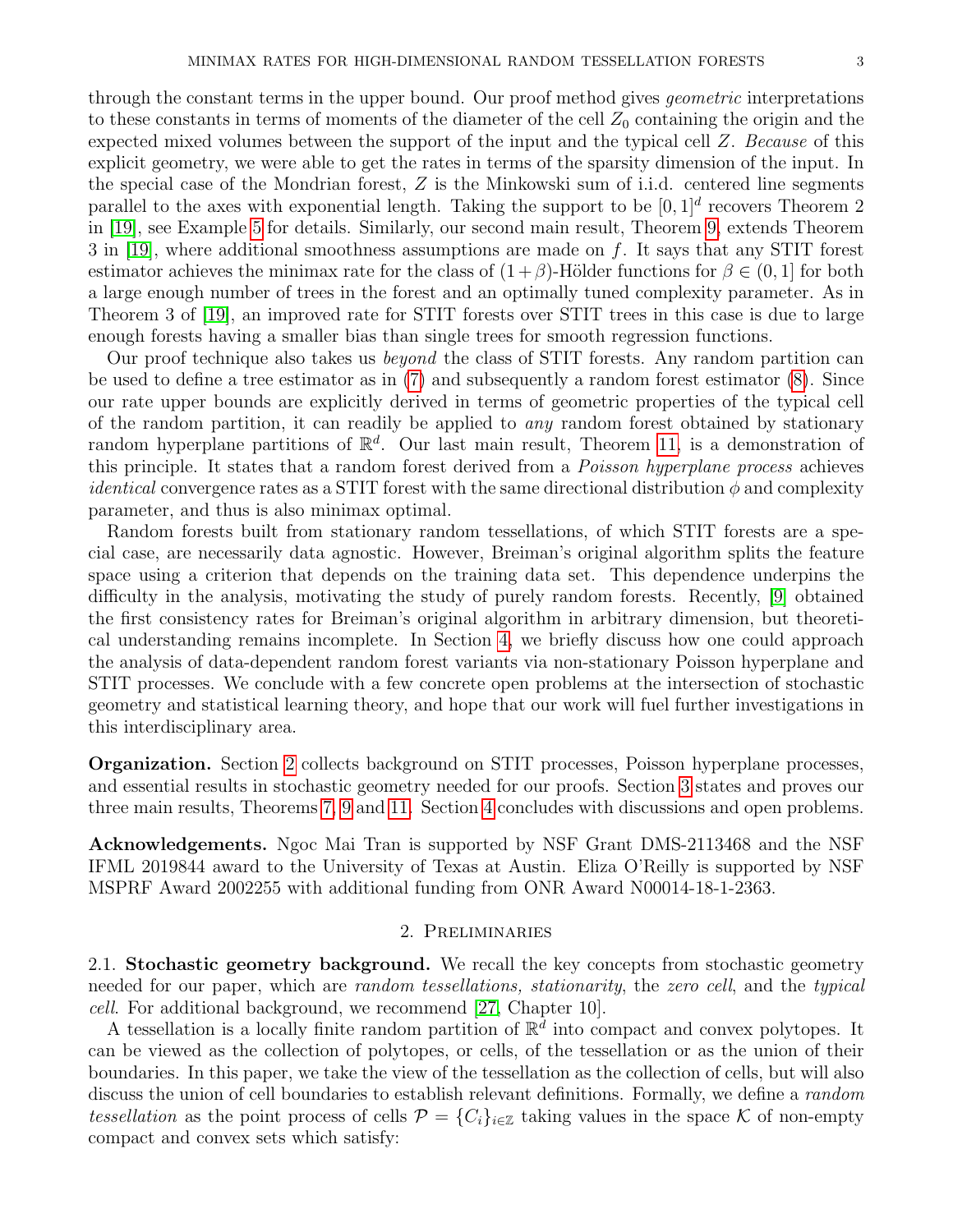through the constant terms in the upper bound. Our proof method gives *geometric* interpretations to these constants in terms of moments of the diameter of the cell $Z_0$ containing the origin and the expected mixed volumes between the support of the input and the typical cell $Z$. *Because* of this explicit geometry, we were able to get the rates in terms of the sparsity dimension of the input. In the special case of the Mondrian forest, $Z$ is the Minkowski sum of i.i.d. centered line segments parallel to the axes with exponential length. Taking the support to be $[0, 1]^d$ recovers Theorem 2 in [19], see Example 5 for details. Similarly, our second main result, Theorem 9, extends Theorem 3 in [19], where additional smoothness assumptions are made on $f$. It says that any STIT forest estimator achieves the minimax rate for the class of $(1+\beta)$-Hölder functions for $\beta \in (0, 1]$ for both a large enough number of trees in the forest and an optimally tuned complexity parameter. As in Theorem 3 of [19], an improved rate for STIT forests over STIT trees in this case is due to large enough forests having a smaller bias than single trees for smooth regression functions.

Our proof technique also takes us *beyond* the class of STIT forests. Any random partition can be used to define a tree estimator as in (7) and subsequently a random forest estimator (8). Since our rate upper bounds are explicitly derived in terms of geometric properties of the typical cell of the random partition, it can readily be applied to *any* random forest obtained by stationary random hyperplane partitions of $\mathbb{R}^d$. Our last main result, Theorem 11, is a demonstration of this principle. It states that a random forest derived from a *Poisson hyperplane process* achieves *identical* convergence rates as a STIT forest with the same directional distribution $\phi$ and complexity parameter, and thus is also minimax optimal.

Random forests built from stationary random tessellations, of which STIT forests are a special case, are necessarily data agnostic. However, Breiman's original algorithm splits the feature space using a criterion that depends on the training data set. This dependence underpins the difficulty in the analysis, motivating the study of purely random forests. Recently, [9] obtained the first consistency rates for Breiman's original algorithm in arbitrary dimension, but theoretical understanding remains incomplete. In Section 4, we briefly discuss how one could approach the analysis of data-dependent random forest variants via non-stationary Poisson hyperplane and STIT processes. We conclude with a few concrete open problems at the intersection of stochastic geometry and statistical learning theory, and hope that our work will fuel further investigations in this interdisciplinary area.

**Organization.** Section 2 collects background on STIT processes, Poisson hyperplane processes, and essential results in stochastic geometry needed for our proofs. Section 3 states and proves our three main results, Theorems 7, 9 and 11. Section 4 concludes with discussions and open problems.

**Acknowledgements.** Ngoc Mai Tran is supported by NSF Grant DMS-2113468 and the NSF IFML 2019844 award to the University of Texas at Austin. Eliza O'Reilly is supported by NSF MSPRF Award 2002255 with additional funding from ONR Award N00014-18-1-2363.

## 2. Preliminaries

2.1. **Stochastic geometry background.** We recall the key concepts from stochastic geometry needed for our paper, which are *random tessellations, stationarity*, the *zero cell*, and the *typical cell*. For additional background, we recommend [27, Chapter 10].

A tessellation is a locally finite random partition of $\mathbb{R}^d$ into compact and convex polytopes. It can be viewed as the collection of polytopes, or cells, of the tessellation or as the union of their boundaries. In this paper, we take the view of the tessellation as the collection of cells, but will also discuss the union of cell boundaries to establish relevant definitions. Formally, we define a *random tessellation* as the point process of cells $\mathcal{P} = \{C_i\}_{i\in\mathbb{Z}}$ taking values in the space $\mathcal{K}$ of non-empty compact and convex sets which satisfy: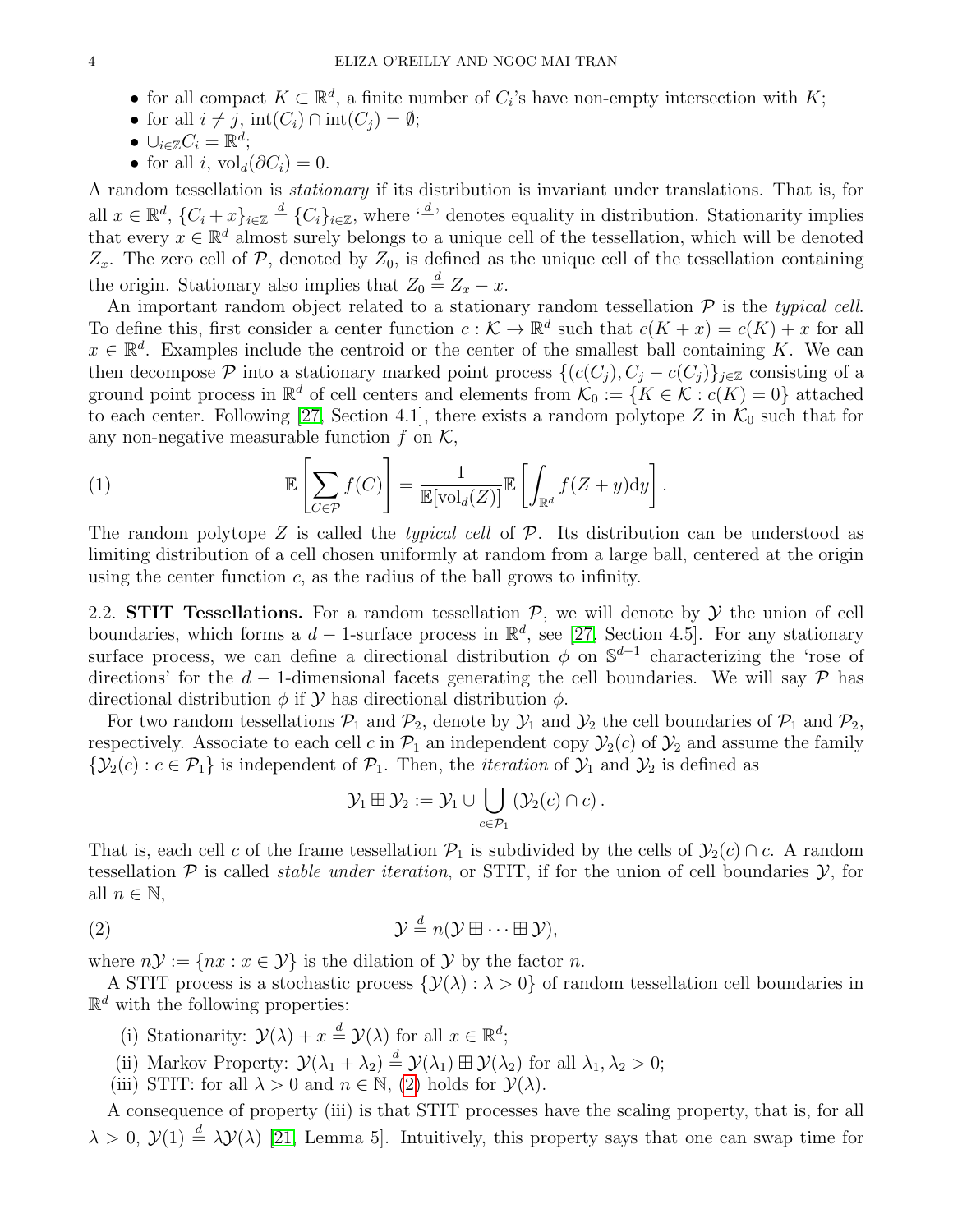- for all compact $K \subset \mathbb{R}^d$, a finite number of $C_i$'s have non-empty intersection with $K$;
- for all $i \neq j$, $\text{int}(C_i) \cap \text{int}(C_j) = \emptyset$;
- $\cup_{i \in \mathbb{Z}} C_i = \mathbb{R}^d$;
- for all $i$, $\text{vol}_d(\partial C_i) = 0$.

A random tessellation is *stationary* if its distribution is invariant under translations. That is, for all $x \in \mathbb{R}^d$, $\{C_i + x\}_{i \in \mathbb{Z}} \overset{d}{=} \{C_i\}_{i \in \mathbb{Z}}$, where '$\overset{d}{=}$' denotes equality in distribution. Stationarity implies that every $x \in \mathbb{R}^d$ almost surely belongs to a unique cell of the tessellation, which will be denoted $Z_x$. The zero cell of $\mathcal{P}$, denoted by $Z_0$, is defined as the unique cell of the tessellation containing the origin. Stationary also implies that $Z_0 \overset{d}{=} Z_x - x$.

An important random object related to a stationary random tessellation $\mathcal{P}$ is the *typical cell*. To define this, first consider a center function $c : \mathcal{K} \to \mathbb{R}^d$ such that $c(K + x) = c(K) + x$ for all $x \in \mathbb{R}^d$. Examples include the centroid or the center of the smallest ball containing $K$. We can then decompose $\mathcal{P}$ into a stationary marked point process $\{(c(C_j), C_j - c(C_j)\}_{j \in \mathbb{Z}}$ consisting of a ground point process in $\mathbb{R}^d$ of cell centers and elements from $\mathcal{K}_0 := \{K \in \mathcal{K} : c(K) = 0\}$ attached to each center. Following [27, Section 4.1], there exists a random polytope $Z$ in $\mathcal{K}_0$ such that for any non-negative measurable function $f$ on $\mathcal{K}$,

$$\mathbb{E}\left[\sum_{C \in \mathcal{P}} f(C)\right] = \frac{1}{\mathbb{E}[\text{vol}_d(Z)]} \mathbb{E}\left[\int_{\mathbb{R}^d} f(Z + y) \text{d}y\right]. \tag{1}$$

The random polytope $Z$ is called the *typical cell* of $\mathcal{P}$. Its distribution can be understood as limiting distribution of a cell chosen uniformly at random from a large ball, centered at the origin using the center function $c$, as the radius of the ball grows to infinity.

**2.2. STIT Tessellations.** For a random tessellation $\mathcal{P}$, we will denote by $\mathcal{Y}$ the union of cell boundaries, which forms a $d-1$-surface process in $\mathbb{R}^d$, see [27, Section 4.5]. For any stationary surface process, we can define a directional distribution $\phi$ on $\mathbb{S}^{d-1}$ characterizing the 'rose of directions' for the $d-1$-dimensional facets generating the cell boundaries. We will say $\mathcal{P}$ has directional distribution $\phi$ if $\mathcal{Y}$ has directional distribution $\phi$.

For two random tessellations $\mathcal{P}_1$ and $\mathcal{P}_2$, denote by $\mathcal{Y}_1$ and $\mathcal{Y}_2$ the cell boundaries of $\mathcal{P}_1$ and $\mathcal{P}_2$, respectively. Associate to each cell $c$ in $\mathcal{P}_1$ an independent copy $\mathcal{Y}_2(c)$ of $\mathcal{Y}_2$ and assume the family $\{\mathcal{Y}_2(c) : c \in \mathcal{P}_1\}$ is independent of $\mathcal{P}_1$. Then, the *iteration* of $\mathcal{Y}_1$ and $\mathcal{Y}_2$ is defined as

$$\mathcal{Y}_1 \boxplus \mathcal{Y}_2 := \mathcal{Y}_1 \cup \bigcup_{c \in \mathcal{P}_1} \left(\mathcal{Y}_2(c) \cap c\right).$$

That is, each cell $c$ of the frame tessellation $\mathcal{P}_1$ is subdivided by the cells of $\mathcal{Y}_2(c) \cap c$. A random tessellation $\mathcal{P}$ is called *stable under iteration*, or STIT, if for the union of cell boundaries $\mathcal{Y}$, for all $n \in \mathbb{N}$,

$$\mathcal{Y} \overset{d}{=} n(\mathcal{Y} \boxplus \cdots \boxplus \mathcal{Y}), \tag{2}$$

where $n\mathcal{Y} := \{nx : x \in \mathcal{Y}\}$ is the dilation of $\mathcal{Y}$ by the factor $n$.

A STIT process is a stochastic process $\{\mathcal{Y}(\lambda) : \lambda > 0\}$ of random tessellation cell boundaries in $\mathbb{R}^d$ with the following properties:

(i) Stationarity: $\mathcal{Y}(\lambda) + x \overset{d}{=} \mathcal{Y}(\lambda)$ for all $x \in \mathbb{R}^d$;
(ii) Markov Property: $\mathcal{Y}(\lambda_1 + \lambda_2) \overset{d}{=} \mathcal{Y}(\lambda_1) \boxplus \mathcal{Y}(\lambda_2)$ for all $\lambda_1, \lambda_2 > 0$;
(iii) STIT: for all $\lambda > 0$ and $n \in \mathbb{N}$, (2) holds for $\mathcal{Y}(\lambda)$.

A consequence of property (iii) is that STIT processes have the scaling property, that is, for all $\lambda > 0$, $\mathcal{Y}(1) \overset{d}{=} \lambda \mathcal{Y}(\lambda)$ [21, Lemma 5]. Intuitively, this property says that one can swap time for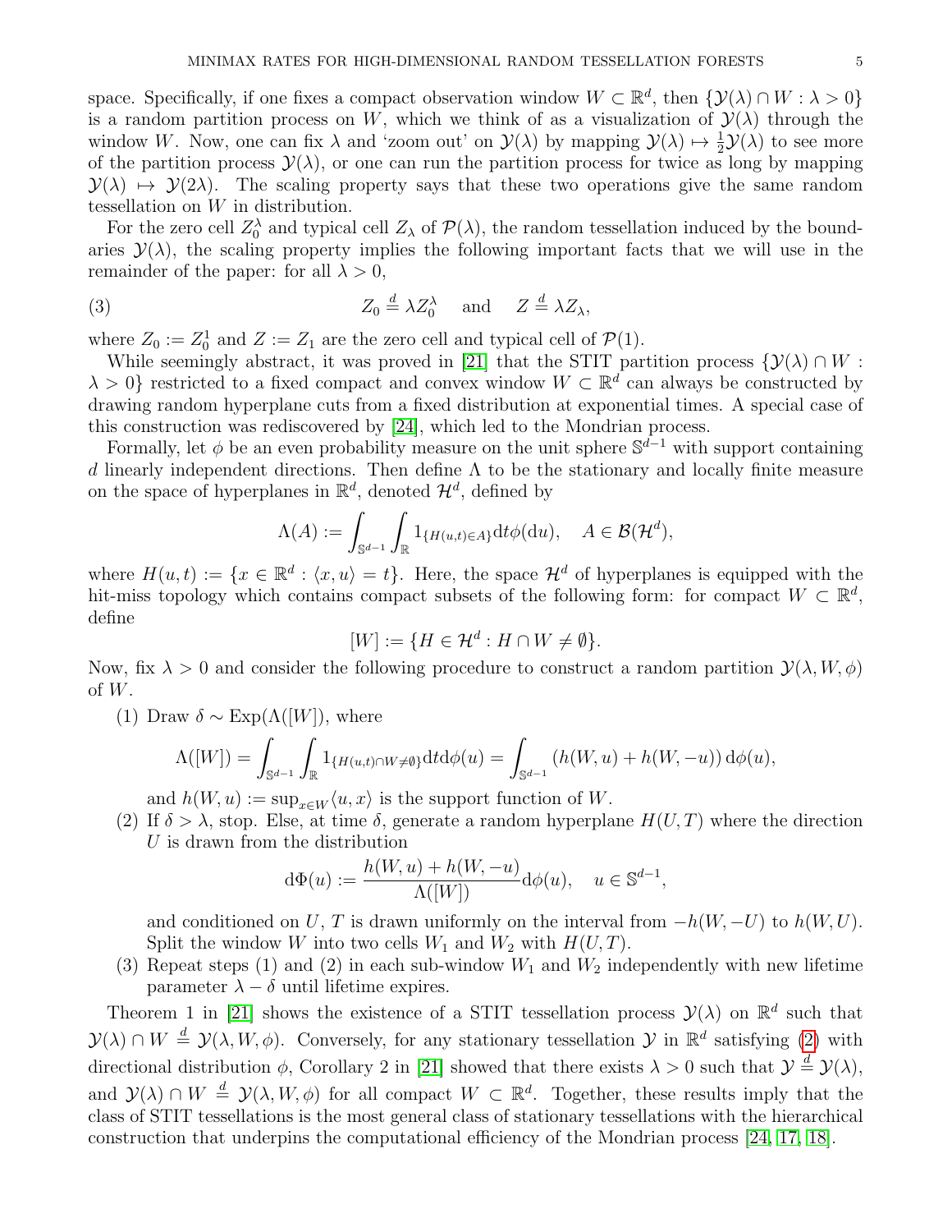space. Specifically, if one fixes a compact observation window $W \subset \mathbb{R}^d$, then $\{\mathcal{Y}(\lambda) \cap W : \lambda > 0\}$ is a random partition process on $W$, which we think of as a visualization of $\mathcal{Y}(\lambda)$ through the window $W$. Now, one can fix $\lambda$ and 'zoom out' on $\mathcal{Y}(\lambda)$ by mapping $\mathcal{Y}(\lambda) \mapsto \frac{1}{2}\mathcal{Y}(\lambda)$ to see more of the partition process $\mathcal{Y}(\lambda)$, or one can run the partition process for twice as long by mapping $\mathcal{Y}(\lambda) \mapsto \mathcal{Y}(2\lambda)$. The scaling property says that these two operations give the same random tessellation on $W$ in distribution.

For the zero cell $Z_0^\lambda$ and typical cell $Z_\lambda$ of $\mathcal{P}(\lambda)$, the random tessellation induced by the boundaries $\mathcal{Y}(\lambda)$, the scaling property implies the following important facts that we will use in the remainder of the paper: for all $\lambda > 0$,

$$Z_0 \overset{d}{=} \lambda Z_0^\lambda \quad \text{and} \quad Z \overset{d}{=} \lambda Z_\lambda, \tag{3}$$

where $Z_0 := Z_0^1$ and $Z := Z_1$ are the zero cell and typical cell of $\mathcal{P}(1)$.

While seemingly abstract, it was proved in [21] that the STIT partition process $\{\mathcal{Y}(\lambda) \cap W : \lambda > 0\}$ restricted to a fixed compact and convex window $W \subset \mathbb{R}^d$ can always be constructed by drawing random hyperplane cuts from a fixed distribution at exponential times. A special case of this construction was rediscovered by [24], which led to the Mondrian process.

Formally, let $\phi$ be an even probability measure on the unit sphere $\mathbb{S}^{d-1}$ with support containing $d$ linearly independent directions. Then define $\Lambda$ to be the stationary and locally finite measure on the space of hyperplanes in $\mathbb{R}^d$, denoted $\mathcal{H}^d$, defined by

$$\Lambda(A) := \int_{\mathbb{S}^{d-1}} \int_{\mathbb{R}} 1_{\{H(u,t) \in A\}} \mathrm{d}t \phi(\mathrm{d}u), \quad A \in \mathcal{B}(\mathcal{H}^d),$$

where $H(u,t) := \{x \in \mathbb{R}^d : \langle x, u \rangle = t\}$. Here, the space $\mathcal{H}^d$ of hyperplanes is equipped with the hit-miss topology which contains compact subsets of the following form: for compact $W \subset \mathbb{R}^d$, define

$$[W] := \{H \in \mathcal{H}^d : H \cap W \neq \emptyset\}.$$

Now, fix $\lambda > 0$ and consider the following procedure to construct a random partition $\mathcal{Y}(\lambda, W, \phi)$ of $W$.

(1) Draw $\delta \sim \mathrm{Exp}(\Lambda([W]))$, where

$$\Lambda([W]) = \int_{\mathbb{S}^{d-1}} \int_{\mathbb{R}} 1_{\{H(u,t) \cap W \neq \emptyset\}} \mathrm{d}t \mathrm{d}\phi(u) = \int_{\mathbb{S}^{d-1}} (h(W,u) + h(W,-u))\, \mathrm{d}\phi(u),$$

and $h(W,u) := \sup_{x \in W} \langle u, x \rangle$ is the support function of $W$.

(2) If $\delta > \lambda$, stop. Else, at time $\delta$, generate a random hyperplane $H(U,T)$ where the direction $U$ is drawn from the distribution

$$\mathrm{d}\Phi(u) := \frac{h(W,u) + h(W,-u)}{\Lambda([W])} \mathrm{d}\phi(u), \quad u \in \mathbb{S}^{d-1},$$

and conditioned on $U$, $T$ is drawn uniformly on the interval from $-h(W,-U)$ to $h(W,U)$. Split the window $W$ into two cells $W_1$ and $W_2$ with $H(U,T)$.

(3) Repeat steps (1) and (2) in each sub-window $W_1$ and $W_2$ independently with new lifetime parameter $\lambda - \delta$ until lifetime expires.

Theorem 1 in [21] shows the existence of a STIT tessellation process $\mathcal{Y}(\lambda)$ on $\mathbb{R}^d$ such that $\mathcal{Y}(\lambda) \cap W \overset{d}{=} \mathcal{Y}(\lambda, W, \phi)$. Conversely, for any stationary tessellation $\mathcal{Y}$ in $\mathbb{R}^d$ satisfying (2) with directional distribution $\phi$, Corollary 2 in [21] showed that there exists $\lambda > 0$ such that $\mathcal{Y} \overset{d}{=} \mathcal{Y}(\lambda)$, and $\mathcal{Y}(\lambda) \cap W \overset{d}{=} \mathcal{Y}(\lambda, W, \phi)$ for all compact $W \subset \mathbb{R}^d$. Together, these results imply that the class of STIT tessellations is the most general class of stationary tessellations with the hierarchical construction that underpins the computational efficiency of the Mondrian process [24, 17, 18].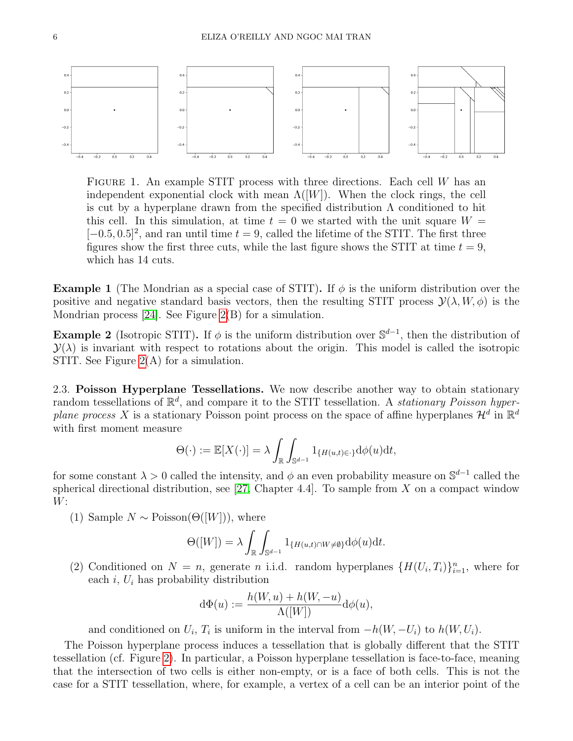Figure 1. An example STIT process with three directions. Each cell $W$ has an independent exponential clock with mean $\Lambda([W])$. When the clock rings, the cell is cut by a hyperplane drawn from the specified distribution $\Lambda$ conditioned to hit this cell. In this simulation, at time $t = 0$ we started with the unit square $W = [-0.5, 0.5]^2$, and ran until time $t = 9$, called the lifetime of the STIT. The first three figures show the first three cuts, while the last figure shows the STIT at time $t = 9$, which has 14 cuts.

**Example 1** (The Mondrian as a special case of STIT)**.** If $\phi$ is the uniform distribution over the positive and negative standard basis vectors, then the resulting STIT process $\mathcal{Y}(\lambda, W, \phi)$ is the Mondrian process [24]. See Figure 2(B) for a simulation.

**Example 2** (Isotropic STIT)**.** If $\phi$ is the uniform distribution over $\mathbb{S}^{d-1}$, then the distribution of $\mathcal{Y}(\lambda)$ is invariant with respect to rotations about the origin. This model is called the isotropic STIT. See Figure 2(A) for a simulation.

2.3. **Poisson Hyperplane Tessellations.** We now describe another way to obtain stationary random tessellations of $\mathbb{R}^d$, and compare it to the STIT tessellation. A *stationary Poisson hyperplane process* $X$ is a stationary Poisson point process on the space of affine hyperplanes $\mathcal{H}^d$ in $\mathbb{R}^d$ with first moment measure

$$\Theta(\cdot) := \mathbb{E}[X(\cdot)] = \lambda \int_{\mathbb{R}} \int_{\mathbb{S}^{d-1}} 1_{\{H(u,t) \in \cdot\}} \mathrm{d}\phi(u)\mathrm{d}t,$$

for some constant $\lambda > 0$ called the intensity, and $\phi$ an even probability measure on $\mathbb{S}^{d-1}$ called the spherical directional distribution, see [27, Chapter 4.4]. To sample from $X$ on a compact window $W$:

(1) Sample $N \sim \text{Poisson}(\Theta([W]))$, where

$$\Theta([W]) = \lambda \int_{\mathbb{R}} \int_{\mathbb{S}^{d-1}} 1_{\{H(u,t) \cap W \neq \emptyset\}} \mathrm{d}\phi(u)\mathrm{d}t.$$

(2) Conditioned on $N = n$, generate $n$ i.i.d. random hyperplanes $\{H(U_i, T_i)\}_{i=1}^n$, where for each $i$, $U_i$ has probability distribution

$$\mathrm{d}\Phi(u) := \frac{h(W, u) + h(W, -u)}{\Lambda([W])} \mathrm{d}\phi(u),$$

and conditioned on $U_i$, $T_i$ is uniform in the interval from $-h(W, -U_i)$ to $h(W, U_i)$.

The Poisson hyperplane process induces a tessellation that is globally different that the STIT tessellation (cf. Figure 2). In particular, a Poisson hyperplane tessellation is face-to-face, meaning that the intersection of two cells is either non-empty, or is a face of both cells. This is not the case for a STIT tessellation, where, for example, a vertex of a cell can be an interior point of the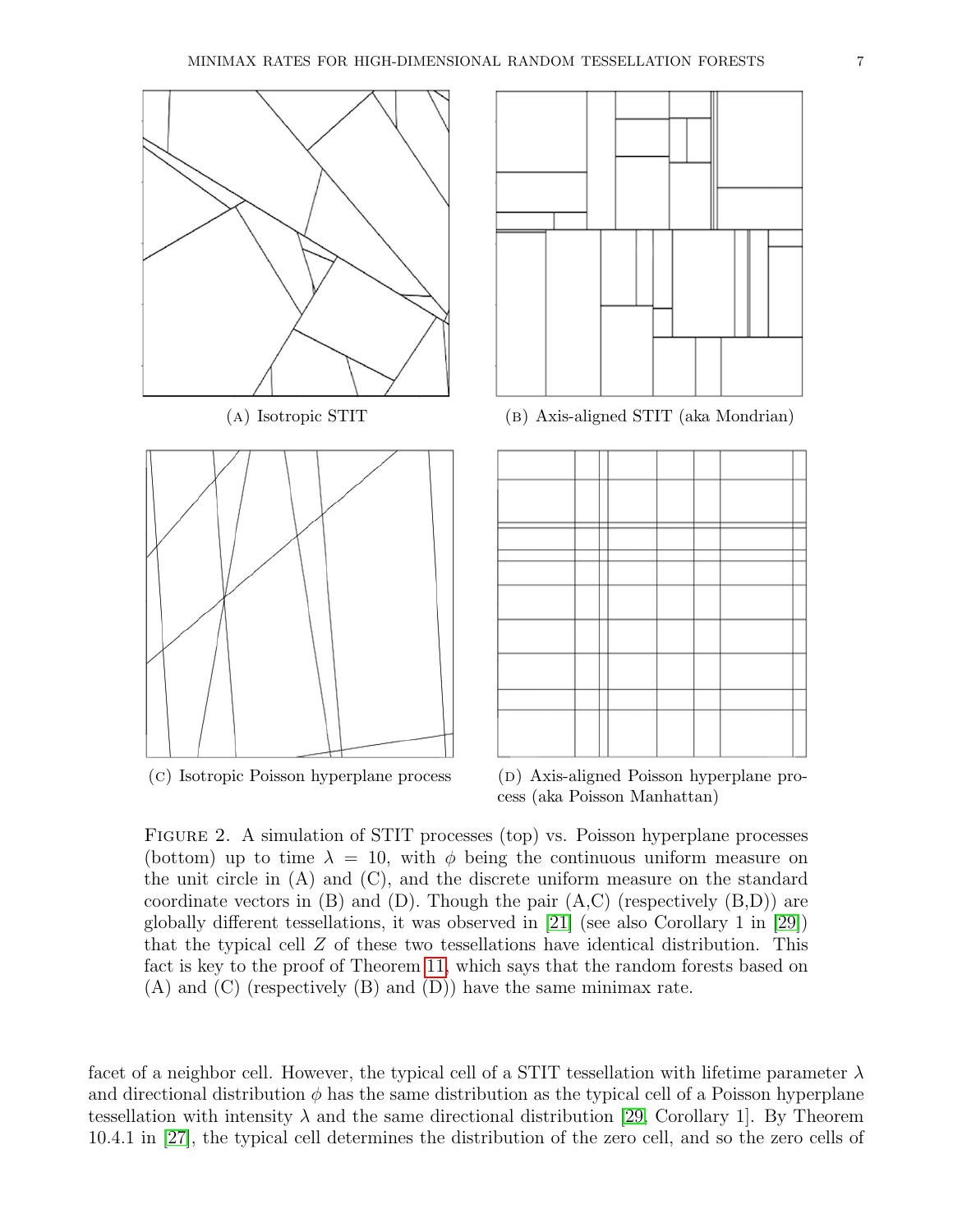(A) Isotropic STIT

(B) Axis-aligned STIT (aka Mondrian)

(C) Isotropic Poisson hyperplane process

(D) Axis-aligned Poisson hyperplane process (aka Poisson Manhattan)

Figure 2. A simulation of STIT processes (top) vs. Poisson hyperplane processes (bottom) up to time $\lambda = 10$, with $\phi$ being the continuous uniform measure on the unit circle in (A) and (C), and the discrete uniform measure on the standard coordinate vectors in (B) and (D). Though the pair (A,C) (respectively (B,D)) are globally different tessellations, it was observed in [21] (see also Corollary 1 in [29]) that the typical cell $Z$ of these two tessellations have identical distribution. This fact is key to the proof of Theorem 11, which says that the random forests based on (A) and (C) (respectively (B) and (D)) have the same minimax rate.

facet of a neighbor cell. However, the typical cell of a STIT tessellation with lifetime parameter $\lambda$ and directional distribution $\phi$ has the same distribution as the typical cell of a Poisson hyperplane tessellation with intensity $\lambda$ and the same directional distribution [29, Corollary 1]. By Theorem 10.4.1 in [27], the typical cell determines the distribution of the zero cell, and so the zero cells of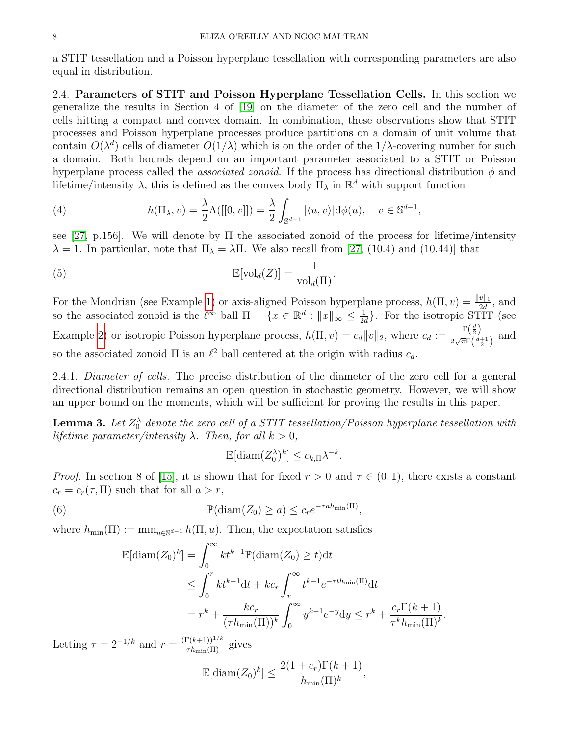a STIT tessellation and a Poisson hyperplane tessellation with corresponding parameters are also equal in distribution.

### 2.4. Parameters of STIT and Poisson Hyperplane Tessellation Cells.

In this section we generalize the results in Section 4 of [19] on the diameter of the zero cell and the number of cells hitting a compact and convex domain. In combination, these observations show that STIT processes and Poisson hyperplane processes produce partitions on a domain of unit volume that contain $O(\lambda^d)$ cells of diameter $O(1/\lambda)$ which is on the order of the $1/\lambda$-covering number for such a domain. Both bounds depend on an important parameter associated to a STIT or Poisson hyperplane process called the *associated zonoid*. If the process has directional distribution $\phi$ and lifetime/intensity $\lambda$, this is defined as the convex body $\Pi_\lambda$ in $\mathbb{R}^d$ with support function

$$h(\Pi_\lambda, v) = \frac{\lambda}{2}\Lambda([[0,v]]) = \frac{\lambda}{2}\int_{\mathbb{S}^{d-1}} |\langle u, v\rangle| \mathrm{d}\phi(u), \quad v \in \mathbb{S}^{d-1}, \tag{4}$$

see [27, p.156]. We will denote by $\Pi$ the associated zonoid of the process for lifetime/intensity $\lambda = 1$. In particular, note that $\Pi_\lambda = \lambda \Pi$. We also recall from [27, (10.4) and (10.44)] that

$$\mathbb{E}[\mathrm{vol}_d(Z)] = \frac{1}{\mathrm{vol}_d(\Pi)}. \tag{5}$$

For the Mondrian (see Example 1) or axis-aligned Poisson hyperplane process, $h(\Pi, v) = \frac{\|v\|_1}{2d}$, and so the associated zonoid is the $\ell^\infty$ ball $\Pi = \{x \in \mathbb{R}^d : \|x\|_\infty \leq \frac{1}{2d}\}$. For the isotropic STIT (see Example 2) or isotropic Poisson hyperplane process, $h(\Pi, v) = c_d\|v\|_2$, where $c_d := \frac{\Gamma\left(\frac{d}{2}\right)}{2\sqrt{\pi}\Gamma\left(\frac{d+1}{2}\right)}$ and so the associated zonoid $\Pi$ is an $\ell^2$ ball centered at the origin with radius $c_d$.

#### 2.4.1. *Diameter of cells.*

The precise distribution of the diameter of the zero cell for a general directional distribution remains an open question in stochastic geometry. However, we will show an upper bound on the moments, which will be sufficient for proving the results in this paper.

**Lemma 3.** *Let $Z_0^\lambda$ denote the zero cell of a STIT tessellation/Poisson hyperplane tessellation with lifetime parameter/intensity $\lambda$. Then, for all $k > 0$,*

$$\mathbb{E}[\mathrm{diam}(Z_0^\lambda)^k] \leq c_{k,\Pi}\lambda^{-k}.$$

*Proof.* In section 8 of [15], it is shown that for fixed $r > 0$ and $\tau \in (0,1)$, there exists a constant $c_r = c_r(\tau, \Pi)$ such that for all $a > r$,

$$\mathbb{P}(\mathrm{diam}(Z_0) \geq a) \leq c_r e^{-\tau a h_{\min}(\Pi)}, \tag{6}$$

where $h_{\min}(\Pi) := \min_{u \in \mathbb{S}^{d-1}} h(\Pi, u)$. Then, the expectation satisfies

$$\begin{aligned}
\mathbb{E}[\mathrm{diam}(Z_0)^k] &= \int_0^\infty k t^{k-1}\mathbb{P}(\mathrm{diam}(Z_0) \geq t)\mathrm{d}t \\
&\leq \int_0^r k t^{k-1}\mathrm{d}t + k c_r \int_r^\infty t^{k-1} e^{-\tau t h_{\min}(\Pi)}\mathrm{d}t \\
&= r^k + \frac{k c_r}{(\tau h_{\min}(\Pi))^k}\int_0^\infty y^{k-1}e^{-y}\mathrm{d}y \leq r^k + \frac{c_r \Gamma(k+1)}{\tau^k h_{\min}(\Pi)^k}.
\end{aligned}$$

Letting $\tau = 2^{-1/k}$ and $r = \frac{(\Gamma(k+1))^{1/k}}{\tau h_{\min}(\Pi)}$ gives

$$\mathbb{E}[\mathrm{diam}(Z_0)^k] \leq \frac{2(1 + c_r)\Gamma(k+1)}{h_{\min}(\Pi)^k},$$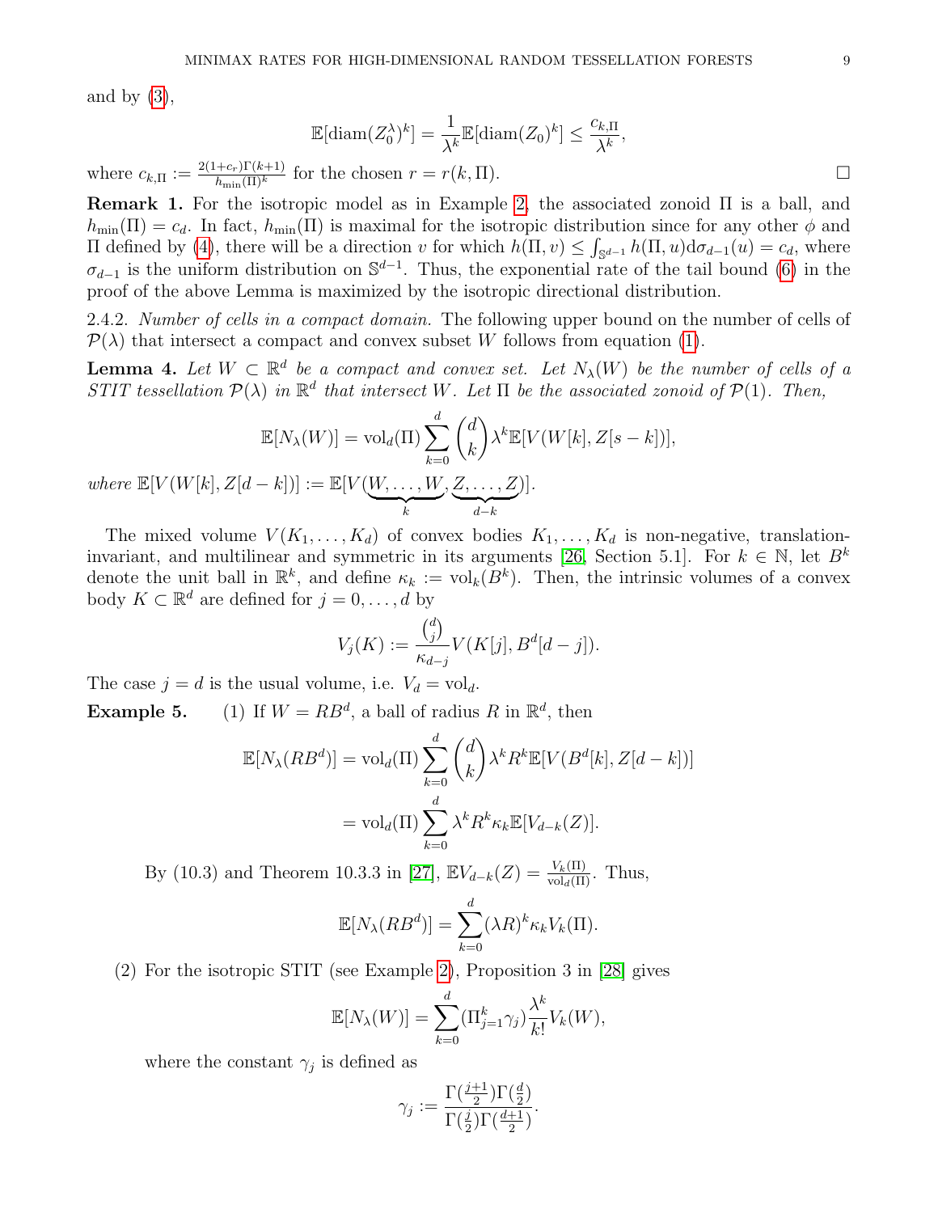and by (3),

$$\mathbb{E}[\text{diam}(Z_0^\lambda)^k] = \frac{1}{\lambda^k}\mathbb{E}[\text{diam}(Z_0)^k] \le \frac{c_{k,\Pi}}{\lambda^k},$$

where $c_{k,\Pi} := \frac{2(1+c_r)\Gamma(k+1)}{h_{\min}(\Pi)^k}$ for the chosen $r = r(k, \Pi)$. □

**Remark 1.** For the isotropic model as in Example 2, the associated zonoid $\Pi$ is a ball, and $h_{\min}(\Pi) = c_d$. In fact, $h_{\min}(\Pi)$ is maximal for the isotropic distribution since for any other $\phi$ and $\Pi$ defined by (4), there will be a direction $v$ for which $h(\Pi, v) \le \int_{\mathbb{S}^{d-1}} h(\Pi, u) \mathrm{d}\sigma_{d-1}(u) = c_d$, where $\sigma_{d-1}$ is the uniform distribution on $\mathbb{S}^{d-1}$. Thus, the exponential rate of the tail bound (6) in the proof of the above Lemma is maximized by the isotropic directional distribution.

2.4.2. *Number of cells in a compact domain.* The following upper bound on the number of cells of $\mathcal{P}(\lambda)$ that intersect a compact and convex subset $W$ follows from equation (1).

**Lemma 4.** *Let $W \subset \mathbb{R}^d$ be a compact and convex set. Let $N_\lambda(W)$ be the number of cells of a STIT tessellation $\mathcal{P}(\lambda)$ in $\mathbb{R}^d$ that intersect $W$. Let $\Pi$ be the associated zonoid of $\mathcal{P}(1)$. Then,*

$$\mathbb{E}[N_\lambda(W)] = \text{vol}_d(\Pi) \sum_{k=0}^{d} \binom{d}{k} \lambda^k \mathbb{E}[V(W[k], Z[s-k])],$$

*where* $\mathbb{E}[V(W[k], Z[d-k])] := \mathbb{E}[V(\underbrace{W, \dots, W}_{k}, \underbrace{Z, \dots, Z}_{d-k})]$.

The mixed volume $V(K_1, \dots, K_d)$ of convex bodies $K_1, \dots, K_d$ is non-negative, translation-invariant, and multilinear and symmetric in its arguments [26, Section 5.1]. For $k \in \mathbb{N}$, let $B^k$ denote the unit ball in $\mathbb{R}^k$, and define $\kappa_k := \text{vol}_k(B^k)$. Then, the intrinsic volumes of a convex body $K \subset \mathbb{R}^d$ are defined for $j = 0, \dots, d$ by

$$V_j(K) := \frac{\binom{d}{j}}{\kappa_{d-j}} V(K[j], B^d[d-j]).$$

The case $j = d$ is the usual volume, i.e. $V_d = \text{vol}_d$.

**Example 5.** (1) If $W = RB^d$, a ball of radius $R$ in $\mathbb{R}^d$, then

$$\begin{aligned}
\mathbb{E}[N_\lambda(RB^d)] &= \text{vol}_d(\Pi) \sum_{k=0}^{d} \binom{d}{k} \lambda^k R^k \mathbb{E}[V(B^d[k], Z[d-k])] \\
&= \text{vol}_d(\Pi) \sum_{k=0}^{d} \lambda^k R^k \kappa_k \mathbb{E}[V_{d-k}(Z)].
\end{aligned}$$

By (10.3) and Theorem 10.3.3 in [27], $\mathbb{E}V_{d-k}(Z) = \frac{V_k(\Pi)}{\text{vol}_d(\Pi)}$. Thus,

$$\mathbb{E}[N_\lambda(RB^d)] = \sum_{k=0}^{d} (\lambda R)^k \kappa_k V_k(\Pi).$$

(2) For the isotropic STIT (see Example 2), Proposition 3 in [28] gives

$$\mathbb{E}[N_\lambda(W)] = \sum_{k=0}^{d} (\Pi_{j=1}^k \gamma_j) \frac{\lambda^k}{k!} V_k(W),$$

where the constant $\gamma_j$ is defined as

$$\gamma_j := \frac{\Gamma(\frac{j+1}{2})\Gamma(\frac{d}{2})}{\Gamma(\frac{j}{2})\Gamma(\frac{d+1}{2})}.$$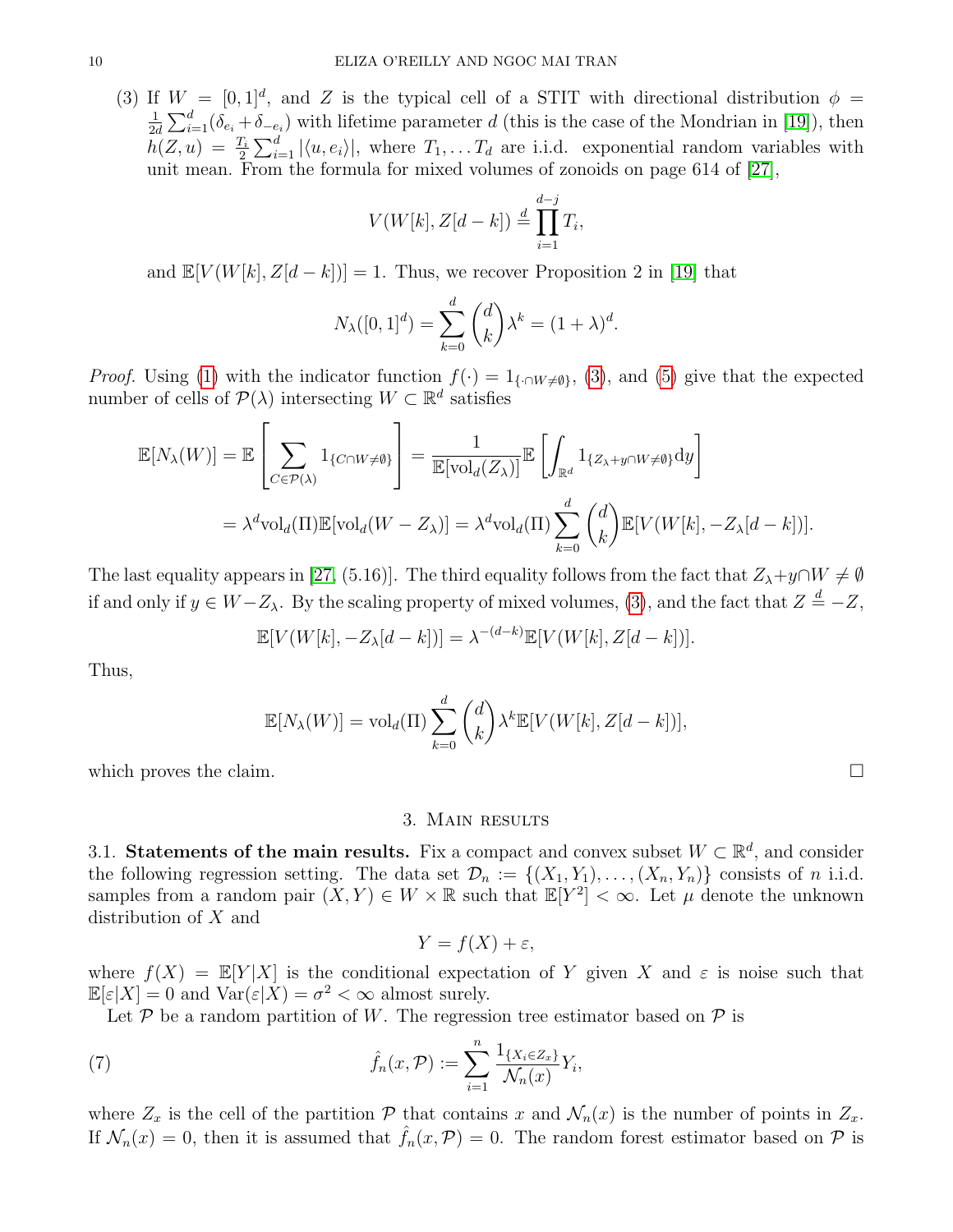(3) If $W = [0,1]^d$, and $Z$ is the typical cell of a STIT with directional distribution $\phi = \frac{1}{2d}\sum_{i=1}^d(\delta_{e_i} + \delta_{-e_i})$ with lifetime parameter $d$ (this is the case of the Mondrian in [19]), then $h(Z,u) = \frac{T_i}{2}\sum_{i=1}^d |\langle u, e_i\rangle|$, where $T_1, \ldots T_d$ are i.i.d. exponential random variables with unit mean. From the formula for mixed volumes of zonoids on page 614 of [27],

$$V(W[k], Z[d-k]) \stackrel{d}{=} \prod_{i=1}^{d-j} T_i,$$

and $\mathbb{E}[V(W[k], Z[d-k])] = 1$. Thus, we recover Proposition 2 in [19] that

$$N_\lambda([0,1]^d) = \sum_{k=0}^d \binom{d}{k}\lambda^k = (1+\lambda)^d.$$

*Proof.* Using (1) with the indicator function $f(\cdot) = 1_{\{\cdot \cap W \neq \emptyset\}}$, (3), and (5) give that the expected number of cells of $\mathcal{P}(\lambda)$ intersecting $W \subset \mathbb{R}^d$ satisfies

$$\begin{aligned}
\mathbb{E}[N_\lambda(W)] &= \mathbb{E}\left[\sum_{C \in \mathcal{P}(\lambda)} 1_{\{C \cap W \neq \emptyset\}}\right] = \frac{1}{\mathbb{E}[\mathrm{vol}_d(Z_\lambda)]}\mathbb{E}\left[\int_{\mathbb{R}^d} 1_{\{Z_\lambda + y \cap W \neq \emptyset\}} \mathrm{d}y\right] \\
&= \lambda^d \mathrm{vol}_d(\Pi)\mathbb{E}[\mathrm{vol}_d(W - Z_\lambda)] = \lambda^d \mathrm{vol}_d(\Pi)\sum_{k=0}^d \binom{d}{k}\mathbb{E}[V(W[k], -Z_\lambda[d-k])].
\end{aligned}$$

The last equality appears in [27, (5.16)]. The third equality follows from the fact that $Z_\lambda + y \cap W \neq \emptyset$ if and only if $y \in W - Z_\lambda$. By the scaling property of mixed volumes, (3), and the fact that $Z \stackrel{d}{=} -Z$,

$$\mathbb{E}[V(W[k], -Z_\lambda[d-k])] = \lambda^{-(d-k)}\mathbb{E}[V(W[k], Z[d-k])].$$

Thus,

$$\mathbb{E}[N_\lambda(W)] = \mathrm{vol}_d(\Pi)\sum_{k=0}^d \binom{d}{k}\lambda^k \mathbb{E}[V(W[k], Z[d-k])],$$

which proves the claim. □

## 3. Main results

3.1. **Statements of the main results.** Fix a compact and convex subset $W \subset \mathbb{R}^d$, and consider the following regression setting. The data set $\mathcal{D}_n := \{(X_1, Y_1), \ldots, (X_n, Y_n)\}$ consists of $n$ i.i.d. samples from a random pair $(X, Y) \in W \times \mathbb{R}$ such that $\mathbb{E}[Y^2] < \infty$. Let $\mu$ denote the unknown distribution of $X$ and

$$Y = f(X) + \varepsilon,$$

where $f(X) = \mathbb{E}[Y|X]$ is the conditional expectation of $Y$ given $X$ and $\varepsilon$ is noise such that $\mathbb{E}[\varepsilon|X] = 0$ and $\mathrm{Var}(\varepsilon|X) = \sigma^2 < \infty$ almost surely.

Let $\mathcal{P}$ be a random partition of $W$. The regression tree estimator based on $\mathcal{P}$ is

$$\hat{f}_n(x, \mathcal{P}) := \sum_{i=1}^n \frac{1_{\{X_i \in Z_x\}}}{\mathcal{N}_n(x)} Y_i, \tag{7}$$

where $Z_x$ is the cell of the partition $\mathcal{P}$ that contains $x$ and $\mathcal{N}_n(x)$ is the number of points in $Z_x$. If $\mathcal{N}_n(x) = 0$, then it is assumed that $\hat{f}_n(x, \mathcal{P}) = 0$. The random forest estimator based on $\mathcal{P}$ is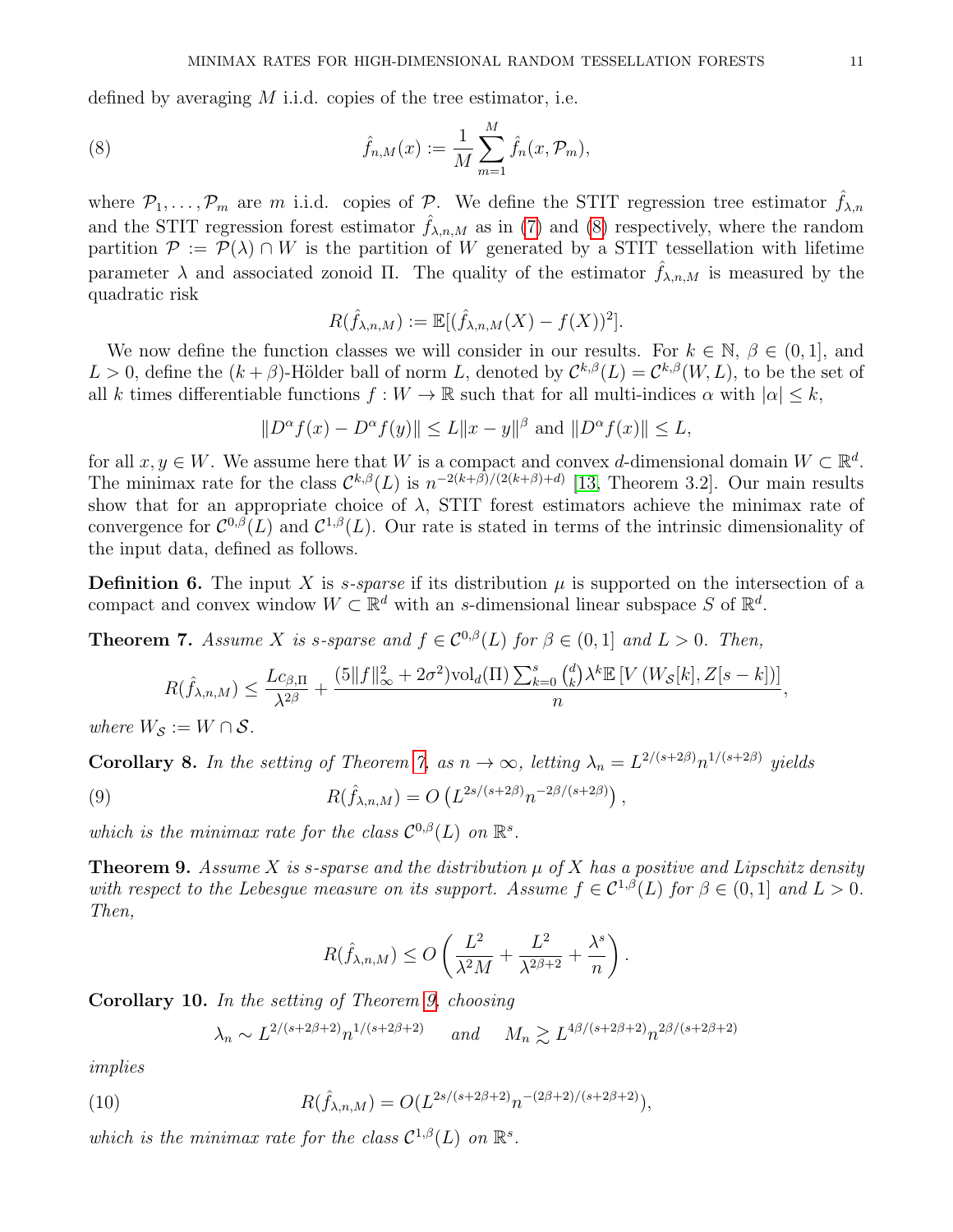defined by averaging $M$ i.i.d. copies of the tree estimator, i.e.

$$\hat{f}_{n,M}(x) := \frac{1}{M}\sum_{m=1}^{M} \hat{f}_n(x, \mathcal{P}_m), \tag{8}$$

where $\mathcal{P}_1, \ldots, \mathcal{P}_m$ are $m$ i.i.d. copies of $\mathcal{P}$. We define the STIT regression tree estimator $\hat{f}_{\lambda,n}$ and the STIT regression forest estimator $\hat{f}_{\lambda,n,M}$ as in (7) and (8) respectively, where the random partition $\mathcal{P} := \mathcal{P}(\lambda) \cap W$ is the partition of $W$ generated by a STIT tessellation with lifetime parameter $\lambda$ and associated zonoid $\Pi$. The quality of the estimator $\hat{f}_{\lambda,n,M}$ is measured by the quadratic risk

$$R(\hat{f}_{\lambda,n,M}) := \mathbb{E}[(\hat{f}_{\lambda,n,M}(X) - f(X))^2].$$

We now define the function classes we will consider in our results. For $k \in \mathbb{N}$, $\beta \in (0,1]$, and $L > 0$, define the $(k+\beta)$-Hölder ball of norm $L$, denoted by $\mathcal{C}^{k,\beta}(L) = \mathcal{C}^{k,\beta}(W, L)$, to be the set of all $k$ times differentiable functions $f : W \to \mathbb{R}$ such that for all multi-indices $\alpha$ with $|\alpha| \leq k$,

$$\|D^\alpha f(x) - D^\alpha f(y)\| \leq L\|x - y\|^\beta \text{ and } \|D^\alpha f(x)\| \leq L,$$

for all $x, y \in W$. We assume here that $W$ is a compact and convex $d$-dimensional domain $W \subset \mathbb{R}^d$. The minimax rate for the class $\mathcal{C}^{k,\beta}(L)$ is $n^{-2(k+\beta)/(2(k+\beta)+d)}$ [13, Theorem 3.2]. Our main results show that for an appropriate choice of $\lambda$, STIT forest estimators achieve the minimax rate of convergence for $\mathcal{C}^{0,\beta}(L)$ and $\mathcal{C}^{1,\beta}(L)$. Our rate is stated in terms of the intrinsic dimensionality of the input data, defined as follows.

**Definition 6.** The input $X$ is *$s$-sparse* if its distribution $\mu$ is supported on the intersection of a compact and convex window $W \subset \mathbb{R}^d$ with an $s$-dimensional linear subspace $S$ of $\mathbb{R}^d$.

**Theorem 7.** *Assume $X$ is $s$-sparse and $f \in \mathcal{C}^{0,\beta}(L)$ for $\beta \in (0,1]$ and $L > 0$. Then,*

$$R(\hat{f}_{\lambda,n,M}) \leq \frac{Lc_{\beta,\Pi}}{\lambda^{2\beta}} + \frac{(5\|f\|_\infty^2 + 2\sigma^2)\mathrm{vol}_d(\Pi)\sum_{k=0}^{s}\binom{d}{k}\lambda^k \mathbb{E}\left[V\left(W_{\mathcal{S}}[k], Z[s-k]\right)\right]}{n},$$

*where $W_{\mathcal{S}} := W \cap \mathcal{S}$.*

**Corollary 8.** *In the setting of Theorem 7, as $n \to \infty$, letting $\lambda_n = L^{2/(s+2\beta)}n^{1/(s+2\beta)}$ yields*

$$R(\hat{f}_{\lambda,n,M}) = O\left(L^{2s/(s+2\beta)}n^{-2\beta/(s+2\beta)}\right), \tag{9}$$

*which is the minimax rate for the class $\mathcal{C}^{0,\beta}(L)$ on $\mathbb{R}^s$.*

**Theorem 9.** *Assume $X$ is $s$-sparse and the distribution $\mu$ of $X$ has a positive and Lipschitz density with respect to the Lebesgue measure on its support. Assume $f \in \mathcal{C}^{1,\beta}(L)$ for $\beta \in (0,1]$ and $L > 0$. Then,*

$$R(\hat{f}_{\lambda,n,M}) \leq O\left(\frac{L^2}{\lambda^2 M} + \frac{L^2}{\lambda^{2\beta+2}} + \frac{\lambda^s}{n}\right).$$

**Corollary 10.** *In the setting of Theorem 9, choosing*

$$\lambda_n \sim L^{2/(s+2\beta+2)}n^{1/(s+2\beta+2)} \quad \text{ and } \quad M_n \gtrsim L^{4\beta/(s+2\beta+2)}n^{2\beta/(s+2\beta+2)}$$

*implies*

$$R(\hat{f}_{\lambda,n,M}) = O(L^{2s/(s+2\beta+2)}n^{-(2\beta+2)/(s+2\beta+2)}), \tag{10}$$

*which is the minimax rate for the class $\mathcal{C}^{1,\beta}(L)$ on $\mathbb{R}^s$.*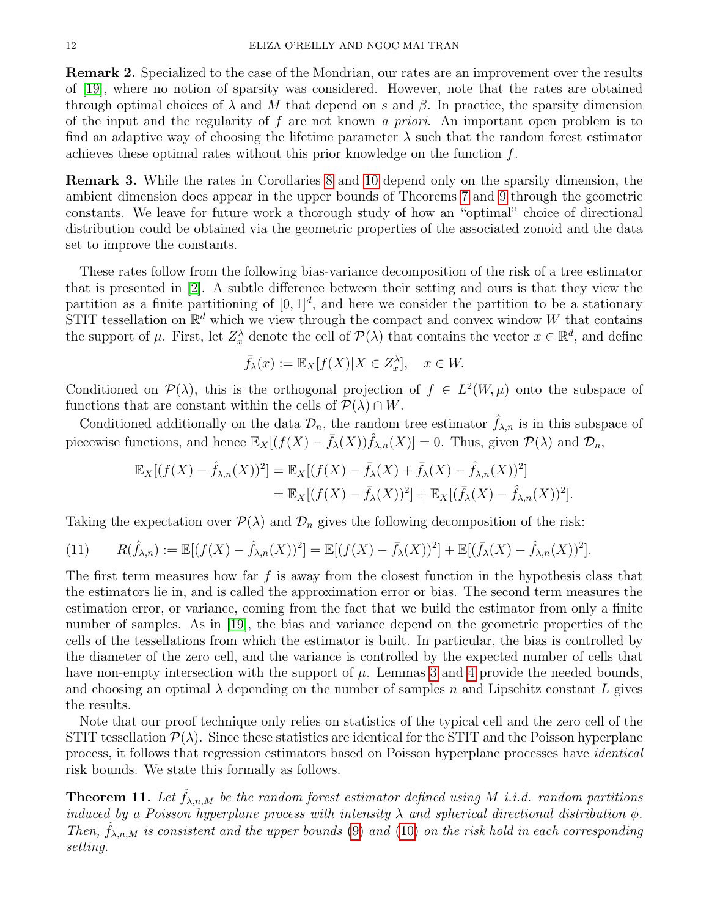**Remark 2.** Specialized to the case of the Mondrian, our rates are an improvement over the results of [19], where no notion of sparsity was considered. However, note that the rates are obtained through optimal choices of $\lambda$ and $M$ that depend on $s$ and $\beta$. In practice, the sparsity dimension of the input and the regularity of $f$ are not known *a priori*. An important open problem is to find an adaptive way of choosing the lifetime parameter $\lambda$ such that the random forest estimator achieves these optimal rates without this prior knowledge on the function $f$.

**Remark 3.** While the rates in Corollaries 8 and 10 depend only on the sparsity dimension, the ambient dimension does appear in the upper bounds of Theorems 7 and 9 through the geometric constants. We leave for future work a thorough study of how an "optimal" choice of directional distribution could be obtained via the geometric properties of the associated zonoid and the data set to improve the constants.

These rates follow from the following bias-variance decomposition of the risk of a tree estimator that is presented in [2]. A subtle difference between their setting and ours is that they view the partition as a finite partitioning of $[0,1]^d$, and here we consider the partition to be a stationary STIT tessellation on $\mathbb{R}^d$ which we view through the compact and convex window $W$ that contains the support of $\mu$. First, let $Z_x^\lambda$ denote the cell of $\mathcal{P}(\lambda)$ that contains the vector $x \in \mathbb{R}^d$, and define

$$\bar{f}_\lambda(x) := \mathbb{E}_X[f(X)|X \in Z_x^\lambda], \quad x \in W.$$

Conditioned on $\mathcal{P}(\lambda)$, this is the orthogonal projection of $f \in L^2(W,\mu)$ onto the subspace of functions that are constant within the cells of $\mathcal{P}(\lambda) \cap W$.

Conditioned additionally on the data $\mathcal{D}_n$, the random tree estimator $\hat{f}_{\lambda,n}$ is in this subspace of piecewise functions, and hence $\mathbb{E}_X[(f(X) - \bar{f}_\lambda(X))\hat{f}_{\lambda,n}(X)] = 0$. Thus, given $\mathcal{P}(\lambda)$ and $\mathcal{D}_n$,

$$\begin{aligned}
\mathbb{E}_X[(f(X) - \hat{f}_{\lambda,n}(X))^2] &= \mathbb{E}_X[(f(X) - \bar{f}_\lambda(X) + \bar{f}_\lambda(X) - \hat{f}_{\lambda,n}(X))^2] \\
&= \mathbb{E}_X[(f(X) - \bar{f}_\lambda(X))^2] + \mathbb{E}_X[(\bar{f}_\lambda(X) - \hat{f}_{\lambda,n}(X))^2].
\end{aligned}$$

Taking the expectation over $\mathcal{P}(\lambda)$ and $\mathcal{D}_n$ gives the following decomposition of the risk:

$$R(\hat{f}_{\lambda,n}) := \mathbb{E}[(f(X) - \hat{f}_{\lambda,n}(X))^2] = \mathbb{E}[(f(X) - \bar{f}_\lambda(X))^2] + \mathbb{E}[(\bar{f}_\lambda(X) - \hat{f}_{\lambda,n}(X))^2]. \tag{11}$$

The first term measures how far $f$ is away from the closest function in the hypothesis class that the estimators lie in, and is called the approximation error or bias. The second term measures the estimation error, or variance, coming from the fact that we build the estimator from only a finite number of samples. As in [19], the bias and variance depend on the geometric properties of the cells of the tessellations from which the estimator is built. In particular, the bias is controlled by the diameter of the zero cell, and the variance is controlled by the expected number of cells that have non-empty intersection with the support of $\mu$. Lemmas 3 and 4 provide the needed bounds, and choosing an optimal $\lambda$ depending on the number of samples $n$ and Lipschitz constant $L$ gives the results.

Note that our proof technique only relies on statistics of the typical cell and the zero cell of the STIT tessellation $\mathcal{P}(\lambda)$. Since these statistics are identical for the STIT and the Poisson hyperplane process, it follows that regression estimators based on Poisson hyperplane processes have *identical* risk bounds. We state this formally as follows.

**Theorem 11.** *Let $\hat{f}_{\lambda,n,M}$ be the random forest estimator defined using $M$ i.i.d. random partitions induced by a Poisson hyperplane process with intensity $\lambda$ and spherical directional distribution $\phi$. Then, $\hat{f}_{\lambda,n,M}$ is consistent and the upper bounds (9) and (10) on the risk hold in each corresponding setting.*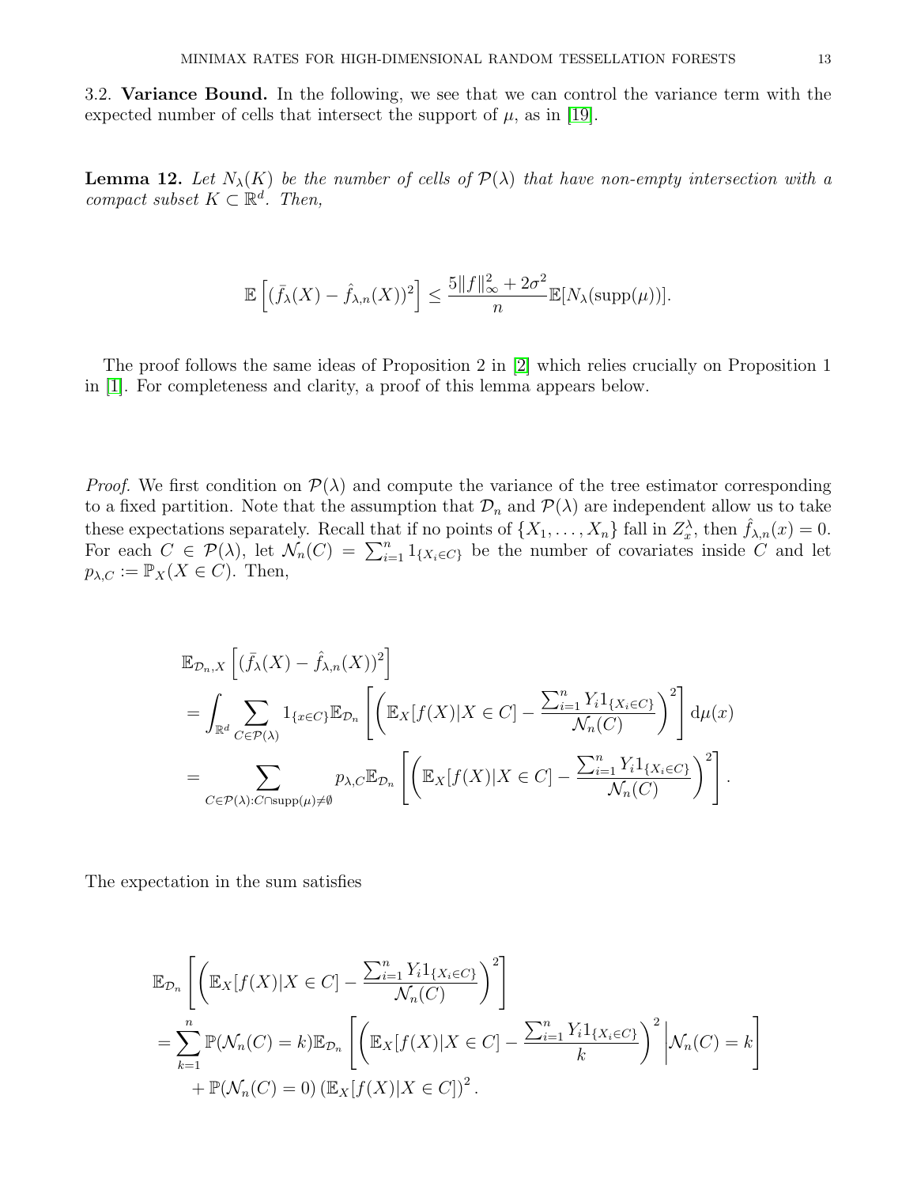3.2. **Variance Bound.** In the following, we see that we can control the variance term with the expected number of cells that intersect the support of $\mu$, as in [19].

**Lemma 12.** *Let $N_\lambda(K)$ be the number of cells of $\mathcal{P}(\lambda)$ that have non-empty intersection with a compact subset $K \subset \mathbb{R}^d$. Then,*

$$\mathbb{E}\left[(\bar{f}_\lambda(X) - \hat{f}_{\lambda,n}(X))^2\right] \leq \frac{5\|f\|_\infty^2 + 2\sigma^2}{n}\mathbb{E}[N_\lambda(\text{supp}(\mu))].$$

The proof follows the same ideas of Proposition 2 in [2] which relies crucially on Proposition 1 in [1]. For completeness and clarity, a proof of this lemma appears below.

*Proof.* We first condition on $\mathcal{P}(\lambda)$ and compute the variance of the tree estimator corresponding to a fixed partition. Note that the assumption that $\mathcal{D}_n$ and $\mathcal{P}(\lambda)$ are independent allow us to take these expectations separately. Recall that if no points of $\{X_1, \ldots, X_n\}$ fall in $Z_x^\lambda$, then $\hat{f}_{\lambda,n}(x) = 0$. For each $C \in \mathcal{P}(\lambda)$, let $\mathcal{N}_n(C) = \sum_{i=1}^n 1_{\{X_i \in C\}}$ be the number of covariates inside $C$ and let $p_{\lambda,C} := \mathbb{P}_X(X \in C)$. Then,

$$\begin{aligned}
&\mathbb{E}_{\mathcal{D}_n,X}\left[(\bar{f}_\lambda(X) - \hat{f}_{\lambda,n}(X))^2\right] \\
&= \int_{\mathbb{R}^d} \sum_{C \in \mathcal{P}(\lambda)} 1_{\{x \in C\}} \mathbb{E}_{\mathcal{D}_n}\left[\left(\mathbb{E}_X[f(X)|X \in C] - \frac{\sum_{i=1}^n Y_i 1_{\{X_i \in C\}}}{\mathcal{N}_n(C)}\right)^2\right] \mathrm{d}\mu(x) \\
&= \sum_{C \in \mathcal{P}(\lambda): C \cap \text{supp}(\mu) \neq \emptyset} p_{\lambda,C} \mathbb{E}_{\mathcal{D}_n}\left[\left(\mathbb{E}_X[f(X)|X \in C] - \frac{\sum_{i=1}^n Y_i 1_{\{X_i \in C\}}}{\mathcal{N}_n(C)}\right)^2\right].
\end{aligned}$$

The expectation in the sum satisfies

$$\begin{aligned}
&\mathbb{E}_{\mathcal{D}_n}\left[\left(\mathbb{E}_X[f(X)|X \in C] - \frac{\sum_{i=1}^n Y_i 1_{\{X_i \in C\}}}{\mathcal{N}_n(C)}\right)^2\right] \\
&= \sum_{k=1}^n \mathbb{P}(\mathcal{N}_n(C) = k) \mathbb{E}_{\mathcal{D}_n}\left[\left(\mathbb{E}_X[f(X)|X \in C] - \frac{\sum_{i=1}^n Y_i 1_{\{X_i \in C\}}}{k}\right)^2 \middle| \mathcal{N}_n(C) = k\right] \\
&\quad + \mathbb{P}(\mathcal{N}_n(C) = 0) \left(\mathbb{E}_X[f(X)|X \in C]\right)^2.
\end{aligned}$$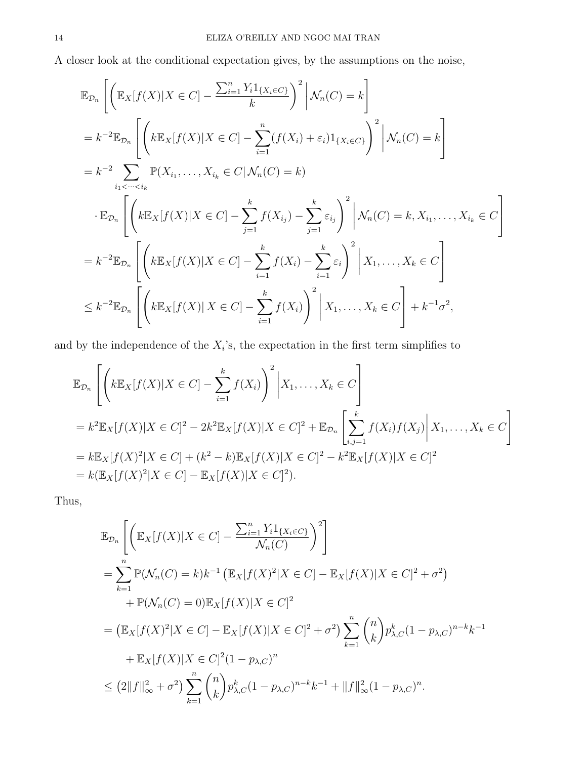A closer look at the conditional expectation gives, by the assumptions on the noise,

$$
\begin{aligned}
&\mathbb{E}_{\mathcal{D}_n}\left[\left(\mathbb{E}_X[f(X)|X\in C]-\frac{\sum_{i=1}^n Y_i 1_{\{X_i\in C\}}}{k}\right)^2\middle|\mathcal{N}_n(C)=k\right]\\
&=k^{-2}\mathbb{E}_{\mathcal{D}_n}\left[\left(k\mathbb{E}_X[f(X)|X\in C]-\sum_{i=1}^n (f(X_i)+\varepsilon_i)1_{\{X_i\in C\}}\right)^2\middle|\mathcal{N}_n(C)=k\right]\\
&=k^{-2}\sum_{i_1<\cdots<i_k}\mathbb{P}(X_{i_1},\ldots,X_{i_k}\in C|\,\mathcal{N}_n(C)=k)\\
&\quad\cdot\mathbb{E}_{\mathcal{D}_n}\left[\left(k\mathbb{E}_X[f(X)|X\in C]-\sum_{j=1}^k f(X_{i_j})-\sum_{j=1}^k\varepsilon_{i_j}\right)^2\middle|\mathcal{N}_n(C)=k,X_{i_1},\ldots,X_{i_k}\in C\right]\\
&=k^{-2}\mathbb{E}_{\mathcal{D}_n}\left[\left(k\mathbb{E}_X[f(X)|X\in C]-\sum_{i=1}^k f(X_i)-\sum_{i=1}^k\varepsilon_i\right)^2\middle|X_1,\ldots,X_k\in C\right]\\
&\le k^{-2}\mathbb{E}_{\mathcal{D}_n}\left[\left(k\mathbb{E}_X[f(X)|\,X\in C]-\sum_{i=1}^k f(X_i)\right)^2\middle|X_1,\ldots,X_k\in C\right]+k^{-1}\sigma^2,
\end{aligned}
$$

and by the independence of the $X_i$'s, the expectation in the first term simplifies to

$$
\begin{aligned}
&\mathbb{E}_{\mathcal{D}_n}\left[\left(k\mathbb{E}_X[f(X)|X\in C]-\sum_{i=1}^k f(X_i)\right)^2\middle|X_1,\ldots,X_k\in C\right]\\
&=k^2\mathbb{E}_X[f(X)|X\in C]^2-2k^2\mathbb{E}_X[f(X)|X\in C]^2+\mathbb{E}_{\mathcal{D}_n}\left[\sum_{i,j=1}^k f(X_i)f(X_j)\middle|X_1,\ldots,X_k\in C\right]\\
&=k\mathbb{E}_X[f(X)^2|X\in C]+(k^2-k)\mathbb{E}_X[f(X)|X\in C]^2-k^2\mathbb{E}_X[f(X)|X\in C]^2\\
&=k(\mathbb{E}_X[f(X)^2|X\in C]-\mathbb{E}_X[f(X)|X\in C]^2).
\end{aligned}
$$

Thus,

$$
\begin{aligned}
&\mathbb{E}_{\mathcal{D}_n}\left[\left(\mathbb{E}_X[f(X)|X\in C]-\frac{\sum_{i=1}^n Y_i 1_{\{X_i\in C\}}}{\mathcal{N}_n(C)}\right)^2\right]\\
&=\sum_{k=1}^n\mathbb{P}(\mathcal{N}_n(C)=k)k^{-1}\left(\mathbb{E}_X[f(X)^2|X\in C]-\mathbb{E}_X[f(X)|X\in C]^2+\sigma^2\right)\\
&\quad+\mathbb{P}(\mathcal{N}_n(C)=0)\mathbb{E}_X[f(X)|X\in C]^2\\
&=\left(\mathbb{E}_X[f(X)^2|X\in C]-\mathbb{E}_X[f(X)|X\in C]^2+\sigma^2\right)\sum_{k=1}^n\binom{n}{k}p_{\lambda,C}^k(1-p_{\lambda,C})^{n-k}k^{-1}\\
&\quad+\mathbb{E}_X[f(X)|X\in C]^2(1-p_{\lambda,C})^n\\
&\le\left(2\|f\|_\infty^2+\sigma^2\right)\sum_{k=1}^n\binom{n}{k}p_{\lambda,C}^k(1-p_{\lambda,C})^{n-k}k^{-1}+\|f\|_\infty^2(1-p_{\lambda,C})^n.
\end{aligned}
$$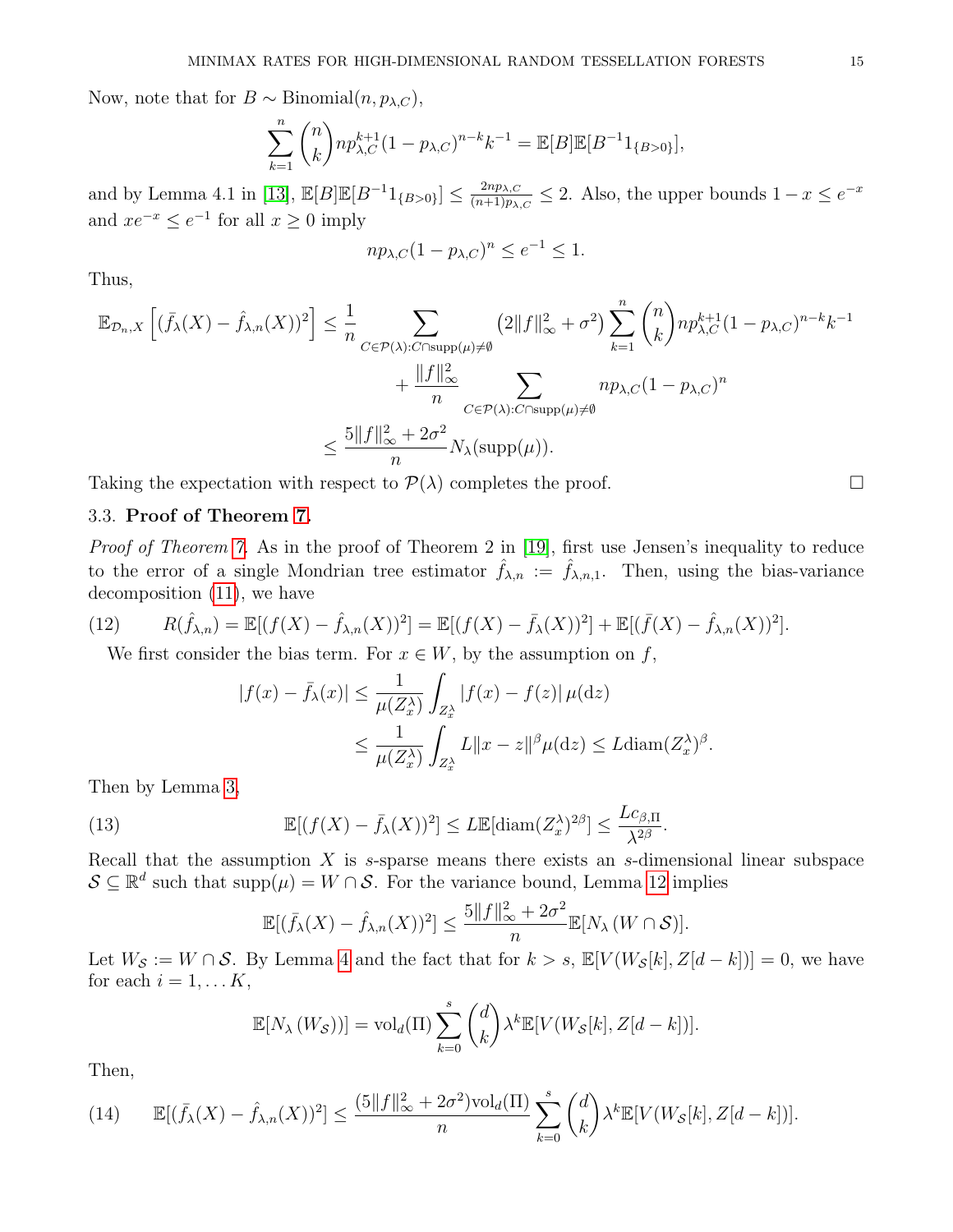Now, note that for $B \sim \text{Binomial}(n, p_{\lambda,C})$,

$$\sum_{k=1}^{n} \binom{n}{k} n p_{\lambda,C}^{k+1}(1-p_{\lambda,C})^{n-k}k^{-1} = \mathbb{E}[B]\mathbb{E}[B^{-1}1_{\{B>0\}}],$$

and by Lemma 4.1 in [13], $\mathbb{E}[B]\mathbb{E}[B^{-1}1_{\{B>0\}}] \leq \frac{2np_{\lambda,C}}{(n+1)p_{\lambda,C}} \leq 2$. Also, the upper bounds $1 - x \leq e^{-x}$ and $xe^{-x} \leq e^{-1}$ for all $x \geq 0$ imply

$$np_{\lambda,C}(1-p_{\lambda,C})^n \leq e^{-1} \leq 1.$$

Thus,

$$\begin{aligned}
\mathbb{E}_{\mathcal{D}_n,X}\left[(\bar{f}_\lambda(X) - \hat{f}_{\lambda,n}(X))^2\right] &\leq \frac{1}{n} \sum_{C \in \mathcal{P}(\lambda): C \cap \text{supp}(\mu) \neq \emptyset} \left(2\|f\|_\infty^2 + \sigma^2\right) \sum_{k=1}^{n} \binom{n}{k} n p_{\lambda,C}^{k+1}(1-p_{\lambda,C})^{n-k}k^{-1} \\
&\quad + \frac{\|f\|_\infty^2}{n} \sum_{C \in \mathcal{P}(\lambda): C \cap \text{supp}(\mu) \neq \emptyset} np_{\lambda,C}(1-p_{\lambda,C})^n \\
&\leq \frac{5\|f\|_\infty^2 + 2\sigma^2}{n} N_\lambda(\text{supp}(\mu)).
\end{aligned}$$

Taking the expectation with respect to $\mathcal{P}(\lambda)$ completes the proof. □

### 3.3. **Proof of Theorem 7.**

*Proof of Theorem 7.* As in the proof of Theorem 2 in [19], first use Jensen's inequality to reduce to the error of a single Mondrian tree estimator $\hat{f}_{\lambda,n} := \hat{f}_{\lambda,n,1}$. Then, using the bias-variance decomposition (11), we have

$$R(\hat{f}_{\lambda,n}) = \mathbb{E}[(f(X) - \hat{f}_{\lambda,n}(X))^2] = \mathbb{E}[(f(X) - \bar{f}_\lambda(X))^2] + \mathbb{E}[(\bar{f}(X) - \hat{f}_{\lambda,n}(X))^2]. \tag{12}$$

We first consider the bias term. For $x \in W$, by the assumption on $f$,

$$\begin{aligned}
|f(x) - \bar{f}_\lambda(x)| &\leq \frac{1}{\mu(Z_x^\lambda)} \int_{Z_x^\lambda} |f(x) - f(z)|\, \mu(\mathrm{d}z) \\
&\leq \frac{1}{\mu(Z_x^\lambda)} \int_{Z_x^\lambda} L\|x - z\|^\beta \mu(\mathrm{d}z) \leq L\text{diam}(Z_x^\lambda)^\beta.
\end{aligned}$$

Then by Lemma 3,

$$\mathbb{E}[(f(X) - \bar{f}_\lambda(X))^2] \leq L\mathbb{E}[\text{diam}(Z_x^\lambda)^{2\beta}] \leq \frac{Lc_{\beta,\Pi}}{\lambda^{2\beta}}. \tag{13}$$

Recall that the assumption $X$ is $s$-sparse means there exists an $s$-dimensional linear subspace $\mathcal{S} \subseteq \mathbb{R}^d$ such that $\text{supp}(\mu) = W \cap \mathcal{S}$. For the variance bound, Lemma 12 implies

$$\mathbb{E}[(\bar{f}_\lambda(X) - \hat{f}_{\lambda,n}(X))^2] \leq \frac{5\|f\|_\infty^2 + 2\sigma^2}{n} \mathbb{E}[N_\lambda(W \cap \mathcal{S})].$$

Let $W_\mathcal{S} := W \cap \mathcal{S}$. By Lemma 4 and the fact that for $k > s$, $\mathbb{E}[V(W_\mathcal{S}[k], Z[d-k])] = 0$, we have for each $i = 1, \ldots K$,

$$\mathbb{E}[N_\lambda(W_\mathcal{S}))] = \text{vol}_d(\Pi) \sum_{k=0}^{s} \binom{d}{k} \lambda^k \mathbb{E}[V(W_\mathcal{S}[k], Z[d-k])].$$

Then,

$$\mathbb{E}[(\bar{f}_\lambda(X) - \hat{f}_{\lambda,n}(X))^2] \leq \frac{(5\|f\|_\infty^2 + 2\sigma^2)\text{vol}_d(\Pi)}{n} \sum_{k=0}^{s} \binom{d}{k} \lambda^k \mathbb{E}[V(W_\mathcal{S}[k], Z[d-k])]. \tag{14}$$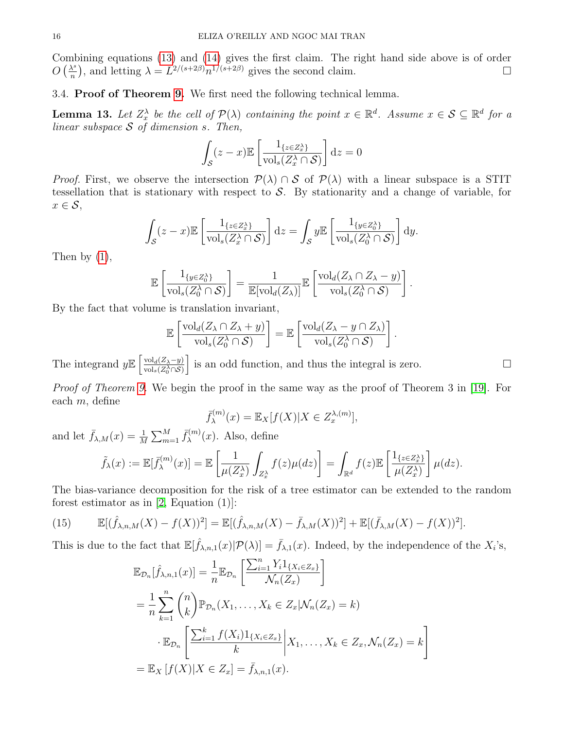Combining equations (13) and (14) gives the first claim. The right hand side above is of order $O\left(\frac{\lambda^s}{n}\right)$, and letting $\lambda = L^{2/(s+2\beta)} n^{1/(s+2\beta)}$ gives the second claim. □

### 3.4. Proof of Theorem 9.

We first need the following technical lemma.

**Lemma 13.** *Let $Z_x^\lambda$ be the cell of $\mathcal{P}(\lambda)$ containing the point $x \in \mathbb{R}^d$. Assume $x \in \mathcal{S} \subseteq \mathbb{R}^d$ for a linear subspace $\mathcal{S}$ of dimension $s$. Then,*

$$\int_{\mathcal{S}} (z-x)\mathbb{E}\left[\frac{1_{\{z\in Z_x^\lambda\}}}{\mathrm{vol}_s(Z_x^\lambda \cap \mathcal{S})}\right] \mathrm{d}z = 0$$

*Proof.* First, we observe the intersection $\mathcal{P}(\lambda) \cap \mathcal{S}$ of $\mathcal{P}(\lambda)$ with a linear subspace is a STIT tessellation that is stationary with respect to $\mathcal{S}$. By stationarity and a change of variable, for $x \in \mathcal{S}$,

$$\int_{\mathcal{S}} (z-x)\mathbb{E}\left[\frac{1_{\{z\in Z_x^\lambda\}}}{\mathrm{vol}_s(Z_x^\lambda \cap \mathcal{S})}\right] \mathrm{d}z = \int_{\mathcal{S}} y\mathbb{E}\left[\frac{1_{\{y\in Z_0^\lambda\}}}{\mathrm{vol}_s(Z_0^\lambda \cap \mathcal{S})}\right] \mathrm{d}y.$$

Then by (1),

$$\mathbb{E}\left[\frac{1_{\{y\in Z_0^\lambda\}}}{\mathrm{vol}_s(Z_0^\lambda \cap \mathcal{S})}\right] = \frac{1}{\mathbb{E}[\mathrm{vol}_d(Z_\lambda)]}\mathbb{E}\left[\frac{\mathrm{vol}_d(Z_\lambda \cap Z_\lambda - y)}{\mathrm{vol}_s(Z_0^\lambda \cap \mathcal{S})}\right].$$

By the fact that volume is translation invariant,

$$\mathbb{E}\left[\frac{\mathrm{vol}_d(Z_\lambda \cap Z_\lambda + y)}{\mathrm{vol}_s(Z_0^\lambda \cap \mathcal{S})}\right] = \mathbb{E}\left[\frac{\mathrm{vol}_d(Z_\lambda - y \cap Z_\lambda)}{\mathrm{vol}_s(Z_0^\lambda \cap \mathcal{S})}\right].$$

The integrand $y\mathbb{E}\left[\frac{\mathrm{vol}_d(Z_\lambda - y)}{\mathrm{vol}_s(Z_0^\lambda \cap \mathcal{S})}\right]$ is an odd function, and thus the integral is zero. □

*Proof of Theorem 9.* We begin the proof in the same way as the proof of Theorem 3 in [19]. For each $m$, define

$$\bar{f}_\lambda^{(m)}(x) = \mathbb{E}_X[f(X)|X \in Z_x^{\lambda,(m)}],$$

and let $\bar{f}_{\lambda,M}(x) = \frac{1}{M}\sum_{m=1}^M \bar{f}_\lambda^{(m)}(x)$. Also, define

$$\tilde{f}_\lambda(x) := \mathbb{E}[\bar{f}_\lambda^{(m)}(x)] = \mathbb{E}\left[\frac{1}{\mu(Z_x^\lambda)}\int_{Z_x^\lambda} f(z)\mu(dz)\right] = \int_{\mathbb{R}^d} f(z)\mathbb{E}\left[\frac{1_{\{z\in Z_x^\lambda\}}}{\mu(Z_x^\lambda)}\right]\mu(dz).$$

The bias-variance decomposition for the risk of a tree estimator can be extended to the random forest estimator as in [2, Equation (1)]:

$$\mathbb{E}[(\hat{f}_{\lambda,n,M}(X) - f(X))^2] = \mathbb{E}[(\hat{f}_{\lambda,n,M}(X) - \bar{f}_{\lambda,M}(X))^2] + \mathbb{E}[(\bar{f}_{\lambda,M}(X) - f(X))^2]. \tag{15}$$

This is due to the fact that $\mathbb{E}[\hat{f}_{\lambda,n,1}(x)|\mathcal{P}(\lambda)] = \bar{f}_{\lambda,1}(x)$. Indeed, by the independence of the $X_i$'s,

$$\begin{aligned}
\mathbb{E}_{\mathcal{D}_n}[\hat{f}_{\lambda,n,1}(x)] &= \frac{1}{n}\mathbb{E}_{\mathcal{D}_n}\left[\frac{\sum_{i=1}^n Y_i 1_{\{X_i\in Z_x\}}}{\mathcal{N}_n(Z_x)}\right] \\
&= \frac{1}{n}\sum_{k=1}^n \binom{n}{k}\mathbb{P}_{\mathcal{D}_n}(X_1,\ldots,X_k \in Z_x|\mathcal{N}_n(Z_x) = k) \\
&\quad \cdot \mathbb{E}_{\mathcal{D}_n}\left[\frac{\sum_{i=1}^k f(X_i)1_{\{X_i\in Z_x\}}}{k}\middle| X_1,\ldots,X_k \in Z_x, \mathcal{N}_n(Z_x) = k\right] \\
&= \mathbb{E}_X[f(X)|X \in Z_x] = \bar{f}_{\lambda,n,1}(x).
\end{aligned}$$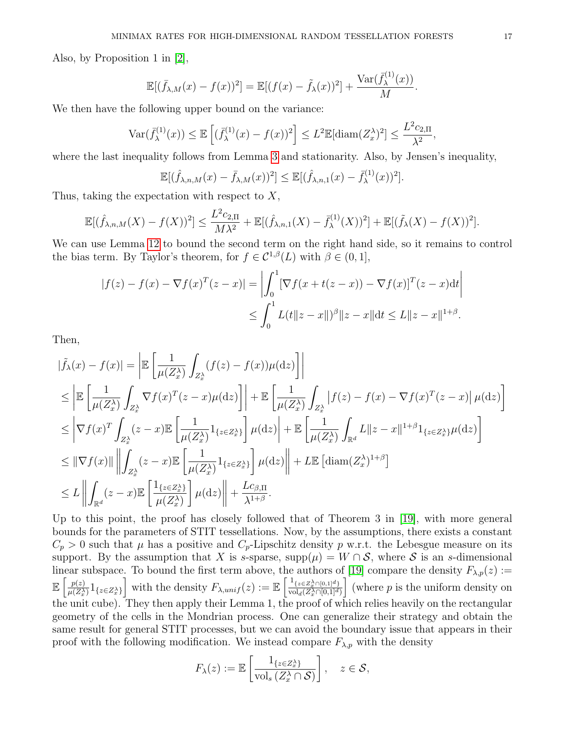Also, by Proposition 1 in [2],

$$\mathbb{E}[(\bar{f}_{\lambda,M}(x) - f(x))^2] = \mathbb{E}[(f(x) - \tilde{f}_\lambda(x))^2] + \frac{\mathrm{Var}(\bar{f}_\lambda^{(1)}(x))}{M}.$$

We then have the following upper bound on the variance:

$$\mathrm{Var}(\bar{f}_\lambda^{(1)}(x)) \leq \mathbb{E}\left[(\bar{f}_\lambda^{(1)}(x) - f(x))^2\right] \leq L^2 \mathbb{E}[\mathrm{diam}(Z_x^\lambda)^2] \leq \frac{L^2 c_{2,\Pi}}{\lambda^2},$$

where the last inequality follows from Lemma 3 and stationarity. Also, by Jensen's inequality,

$$\mathbb{E}[(\hat{f}_{\lambda,n,M}(x) - \bar{f}_{\lambda,M}(x))^2] \leq \mathbb{E}[(\hat{f}_{\lambda,n,1}(x) - \bar{f}_\lambda^{(1)}(x))^2].$$

Thus, taking the expectation with respect to $X$,

$$\mathbb{E}[(\hat{f}_{\lambda,n,M}(X) - f(X))^2] \leq \frac{L^2 c_{2,\Pi}}{M\lambda^2} + \mathbb{E}[(\hat{f}_{\lambda,n,1}(X) - \bar{f}_\lambda^{(1)}(X))^2] + \mathbb{E}[(\tilde{f}_\lambda(X) - f(X))^2].$$

We can use Lemma 12 to bound the second term on the right hand side, so it remains to control the bias term. By Taylor's theorem, for $f \in \mathcal{C}^{1,\beta}(L)$ with $\beta \in (0,1]$,

$$\begin{aligned}
|f(z) - f(x) - \nabla f(x)^T(z-x)| &= \left| \int_0^1 [\nabla f(x + t(z-x)) - \nabla f(x)]^T (z-x) \mathrm{d}t \right| \\
&\leq \int_0^1 L(t\|z-x\|)^\beta \|z-x\| \mathrm{d}t \leq L\|z-x\|^{1+\beta}.
\end{aligned}$$

Then,

$$\begin{aligned}
|\tilde{f}_\lambda(x) - f(x)| &= \left| \mathbb{E}\left[ \frac{1}{\mu(Z_x^\lambda)} \int_{Z_x^\lambda} (f(z) - f(x)) \mu(\mathrm{d}z) \right] \right| \\
&\leq \left| \mathbb{E}\left[ \frac{1}{\mu(Z_x^\lambda)} \int_{Z_x^\lambda} \nabla f(x)^T (z-x) \mu(\mathrm{d}z) \right] \right| + \mathbb{E}\left[ \frac{1}{\mu(Z_x^\lambda)} \int_{Z_x^\lambda} \left| f(z) - f(x) - \nabla f(x)^T(z-x) \right| \mu(\mathrm{d}z) \right] \\
&\leq \left| \nabla f(x)^T \int_{Z_x^\lambda} (z-x) \mathbb{E}\left[ \frac{1}{\mu(Z_x^\lambda)} \mathbb{1}_{\{z \in Z_x^\lambda\}} \right] \mu(\mathrm{d}z) \right| + \mathbb{E}\left[ \frac{1}{\mu(Z_x^\lambda)} \int_{\mathbb{R}^d} L\|z-x\|^{1+\beta} \mathbb{1}_{\{z \in Z_x^\lambda\}} \mu(\mathrm{d}z) \right] \\
&\leq \|\nabla f(x)\| \left\| \int_{Z_x^\lambda} (z-x) \mathbb{E}\left[ \frac{1}{\mu(Z_x^\lambda)} \mathbb{1}_{\{z \in Z_x^\lambda\}} \right] \mu(\mathrm{d}z) \right\| + L\mathbb{E}\left[ \mathrm{diam}(Z_x^\lambda)^{1+\beta} \right] \\
&\leq L \left\| \int_{\mathbb{R}^d} (z-x) \mathbb{E}\left[ \frac{\mathbb{1}_{\{z \in Z_x^\lambda\}}}{\mu(Z_x^\lambda)} \right] \mu(\mathrm{d}z) \right\| + \frac{L c_{\beta,\Pi}}{\lambda^{1+\beta}}.
\end{aligned}$$

Up to this point, the proof has closely followed that of Theorem 3 in [19], with more general bounds for the parameters of STIT tessellations. Now, by the assumptions, there exists a constant $C_p > 0$ such that $\mu$ has a positive and $C_p$-Lipschitz density $p$ w.r.t. the Lebesgue measure on its support. By the assumption that $X$ is $s$-sparse, $\mathrm{supp}(\mu) = W \cap \mathcal{S}$, where $\mathcal{S}$ is an $s$-dimensional linear subspace. To bound the first term above, the authors of [19] compare the density $F_{\lambda,p}(z) := \mathbb{E}\left[ \frac{p(z)}{\mu(Z_x^\lambda)} \mathbb{1}_{\{z \in Z_x^\lambda\}} \right]$ with the density $F_{\lambda,unif}(z) := \mathbb{E}\left[ \frac{\mathbb{1}_{\{z \in Z_x^\lambda \cap [0,1]^d\}}}{\mathrm{vol}_d(Z_x^\lambda \cap [0,1]^d)} \right]$ (where $p$ is the uniform density on the unit cube). They then apply their Lemma 1, the proof of which relies heavily on the rectangular geometry of the cells in the Mondrian process. One can generalize their strategy and obtain the same result for general STIT processes, but we can avoid the boundary issue that appears in their proof with the following modification. We instead compare $F_{\lambda,p}$ with the density

$$F_\lambda(z) := \mathbb{E}\left[ \frac{\mathbb{1}_{\{z \in Z_x^\lambda\}}}{\mathrm{vol}_s\left(Z_x^\lambda \cap \mathcal{S}\right)} \right], \quad z \in \mathcal{S},$$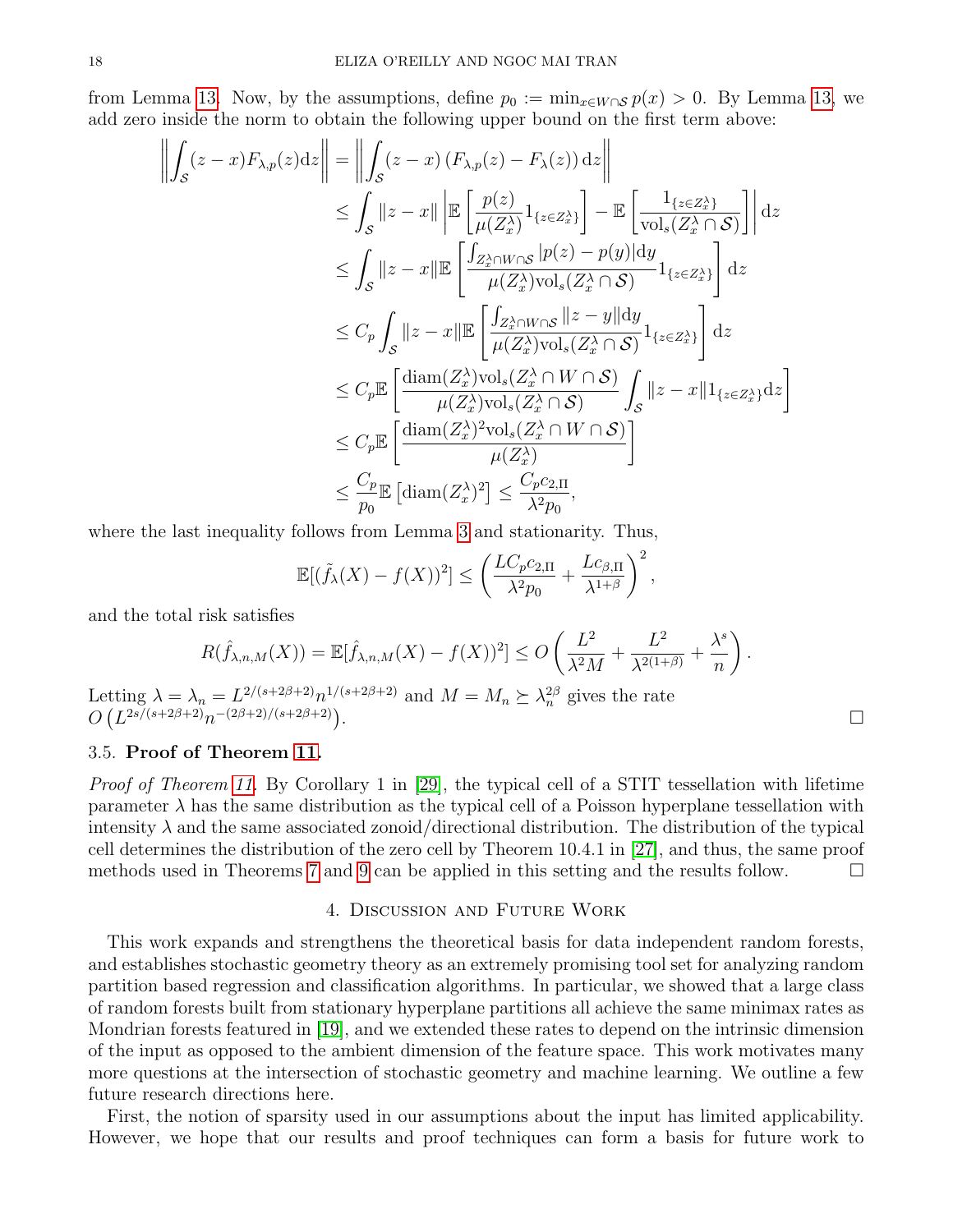from Lemma 13. Now, by the assumptions, define $p_0 := \min_{x \in W \cap \mathcal{S}} p(x) > 0$. By Lemma 13, we add zero inside the norm to obtain the following upper bound on the first term above:

$$
\begin{aligned}
\left\| \int_{\mathcal{S}} (z-x) F_{\lambda,p}(z) \mathrm{d}z \right\| &= \left\| \int_{\mathcal{S}} (z-x) \left( F_{\lambda,p}(z) - F_{\lambda}(z) \right) \mathrm{d}z \right\| \\
&\leq \int_{\mathcal{S}} \|z-x\| \left| \mathbb{E}\left[ \frac{p(z)}{\mu(Z_x^\lambda)} 1_{\{z \in Z_x^\lambda\}} \right] - \mathbb{E}\left[ \frac{1_{\{z \in Z_x^\lambda\}}}{\mathrm{vol}_s(Z_x^\lambda \cap \mathcal{S})} \right] \right| \mathrm{d}z \\
&\leq \int_{\mathcal{S}} \|z-x\| \mathbb{E}\left[ \frac{\int_{Z_x^\lambda \cap W \cap \mathcal{S}} |p(z) - p(y)| \mathrm{d}y}{\mu(Z_x^\lambda) \mathrm{vol}_s(Z_x^\lambda \cap \mathcal{S})} 1_{\{z \in Z_x^\lambda\}} \right] \mathrm{d}z \\
&\leq C_p \int_{\mathcal{S}} \|z-x\| \mathbb{E}\left[ \frac{\int_{Z_x^\lambda \cap W \cap \mathcal{S}} \|z-y\| \mathrm{d}y}{\mu(Z_x^\lambda) \mathrm{vol}_s(Z_x^\lambda \cap \mathcal{S})} 1_{\{z \in Z_x^\lambda\}} \right] \mathrm{d}z \\
&\leq C_p \mathbb{E}\left[ \frac{\mathrm{diam}(Z_x^\lambda) \mathrm{vol}_s(Z_x^\lambda \cap W \cap \mathcal{S})}{\mu(Z_x^\lambda) \mathrm{vol}_s(Z_x^\lambda \cap \mathcal{S})} \int_{\mathcal{S}} \|z-x\| 1_{\{z \in Z_x^\lambda\}} \mathrm{d}z \right] \\
&\leq C_p \mathbb{E}\left[ \frac{\mathrm{diam}(Z_x^\lambda)^2 \mathrm{vol}_s(Z_x^\lambda \cap W \cap \mathcal{S})}{\mu(Z_x^\lambda)} \right] \\
&\leq \frac{C_p}{p_0} \mathbb{E}\left[ \mathrm{diam}(Z_x^\lambda)^2 \right] \leq \frac{C_p c_{2,\Pi}}{\lambda^2 p_0},
\end{aligned}
$$

where the last inequality follows from Lemma 3 and stationarity. Thus,

$$
\mathbb{E}[(\tilde{f}_\lambda(X) - f(X))^2] \leq \left( \frac{L C_p c_{2,\Pi}}{\lambda^2 p_0} + \frac{L c_{\beta,\Pi}}{\lambda^{1+\beta}} \right)^2,
$$

and the total risk satisfies

$$
R(\hat{f}_{\lambda,n,M}(X)) = \mathbb{E}[\hat{f}_{\lambda,n,M}(X) - f(X))^2] \leq O\left( \frac{L^2}{\lambda^2 M} + \frac{L^2}{\lambda^{2(1+\beta)}} + \frac{\lambda^s}{n} \right).
$$

Letting $\lambda = \lambda_n = L^{2/(s+2\beta+2)} n^{1/(s+2\beta+2)}$ and $M = M_n \succeq \lambda_n^{2\beta}$ gives the rate $O\left(L^{2s/(s+2\beta+2)} n^{-(2\beta+2)/(s+2\beta+2)}\right)$. □

### 3.5. **Proof of Theorem 11.**

*Proof of Theorem 11.* By Corollary 1 in [29], the typical cell of a STIT tessellation with lifetime parameter $\lambda$ has the same distribution as the typical cell of a Poisson hyperplane tessellation with intensity $\lambda$ and the same associated zonoid/directional distribution. The distribution of the typical cell determines the distribution of the zero cell by Theorem 10.4.1 in [27], and thus, the same proof methods used in Theorems 7 and 9 can be applied in this setting and the results follow. □

## 4. Discussion and Future Work

This work expands and strengthens the theoretical basis for data independent random forests, and establishes stochastic geometry theory as an extremely promising tool set for analyzing random partition based regression and classification algorithms. In particular, we showed that a large class of random forests built from stationary hyperplane partitions all achieve the same minimax rates as Mondrian forests featured in [19], and we extended these rates to depend on the intrinsic dimension of the input as opposed to the ambient dimension of the feature space. This work motivates many more questions at the intersection of stochastic geometry and machine learning. We outline a few future research directions here.

First, the notion of sparsity used in our assumptions about the input has limited applicability. However, we hope that our results and proof techniques can form a basis for future work to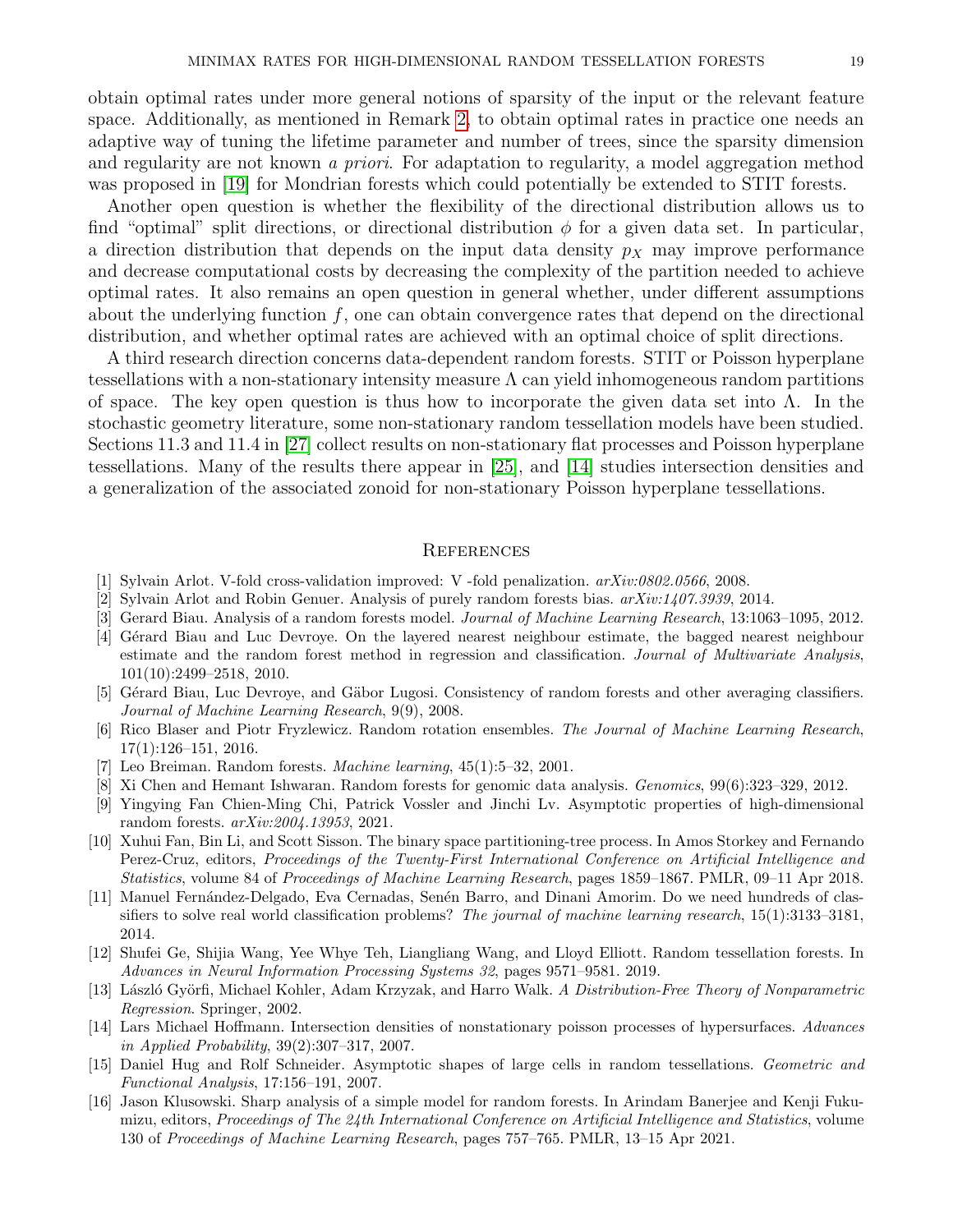obtain optimal rates under more general notions of sparsity of the input or the relevant feature space. Additionally, as mentioned in Remark 2, to obtain optimal rates in practice one needs an adaptive way of tuning the lifetime parameter and number of trees, since the sparsity dimension and regularity are not known *a priori*. For adaptation to regularity, a model aggregation method was proposed in [19] for Mondrian forests which could potentially be extended to STIT forests.

Another open question is whether the flexibility of the directional distribution allows us to find "optimal" split directions, or directional distribution $\phi$ for a given data set. In particular, a direction distribution that depends on the input data density $p_X$ may improve performance and decrease computational costs by decreasing the complexity of the partition needed to achieve optimal rates. It also remains an open question in general whether, under different assumptions about the underlying function $f$, one can obtain convergence rates that depend on the directional distribution, and whether optimal rates are achieved with an optimal choice of split directions.

A third research direction concerns data-dependent random forests. STIT or Poisson hyperplane tessellations with a non-stationary intensity measure $\Lambda$ can yield inhomogeneous random partitions of space. The key open question is thus how to incorporate the given data set into $\Lambda$. In the stochastic geometry literature, some non-stationary random tessellation models have been studied. Sections 11.3 and 11.4 in [27] collect results on non-stationary flat processes and Poisson hyperplane tessellations. Many of the results there appear in [25], and [14] studies intersection densities and a generalization of the associated zonoid for non-stationary Poisson hyperplane tessellations.

## References

[1] Sylvain Arlot. V-fold cross-validation improved: V -fold penalization. *arXiv:0802.0566*, 2008.

[2] Sylvain Arlot and Robin Genuer. Analysis of purely random forests bias. *arXiv:1407.3939*, 2014.

[3] Gerard Biau. Analysis of a random forests model. *Journal of Machine Learning Research*, 13:1063–1095, 2012.

[4] Gérard Biau and Luc Devroye. On the layered nearest neighbour estimate, the bagged nearest neighbour estimate and the random forest method in regression and classification. *Journal of Multivariate Analysis*, 101(10):2499–2518, 2010.

[5] Gérard Biau, Luc Devroye, and Gäbor Lugosi. Consistency of random forests and other averaging classifiers. *Journal of Machine Learning Research*, 9(9), 2008.

[6] Rico Blaser and Piotr Fryzlewicz. Random rotation ensembles. *The Journal of Machine Learning Research*, 17(1):126–151, 2016.

[7] Leo Breiman. Random forests. *Machine learning*, 45(1):5–32, 2001.

[8] Xi Chen and Hemant Ishwaran. Random forests for genomic data analysis. *Genomics*, 99(6):323–329, 2012.

[9] Yingying Fan Chien-Ming Chi, Patrick Vossler and Jinchi Lv. Asymptotic properties of high-dimensional random forests. *arXiv:2004.13953*, 2021.

[10] Xuhui Fan, Bin Li, and Scott Sisson. The binary space partitioning-tree process. In Amos Storkey and Fernando Perez-Cruz, editors, *Proceedings of the Twenty-First International Conference on Artificial Intelligence and Statistics*, volume 84 of *Proceedings of Machine Learning Research*, pages 1859–1867. PMLR, 09–11 Apr 2018.

[11] Manuel Fernández-Delgado, Eva Cernadas, Senén Barro, and Dinani Amorim. Do we need hundreds of classifiers to solve real world classification problems? *The journal of machine learning research*, 15(1):3133–3181, 2014.

[12] Shufei Ge, Shijia Wang, Yee Whye Teh, Liangliang Wang, and Lloyd Elliott. Random tessellation forests. In *Advances in Neural Information Processing Systems 32*, pages 9571–9581. 2019.

[13] László Györfi, Michael Kohler, Adam Krzyzak, and Harro Walk. *A Distribution-Free Theory of Nonparametric Regression*. Springer, 2002.

[14] Lars Michael Hoffmann. Intersection densities of nonstationary poisson processes of hypersurfaces. *Advances in Applied Probability*, 39(2):307–317, 2007.

[15] Daniel Hug and Rolf Schneider. Asymptotic shapes of large cells in random tessellations. *Geometric and Functional Analysis*, 17:156–191, 2007.

[16] Jason Klusowski. Sharp analysis of a simple model for random forests. In Arindam Banerjee and Kenji Fukumizu, editors, *Proceedings of The 24th International Conference on Artificial Intelligence and Statistics*, volume 130 of *Proceedings of Machine Learning Research*, pages 757–765. PMLR, 13–15 Apr 2021.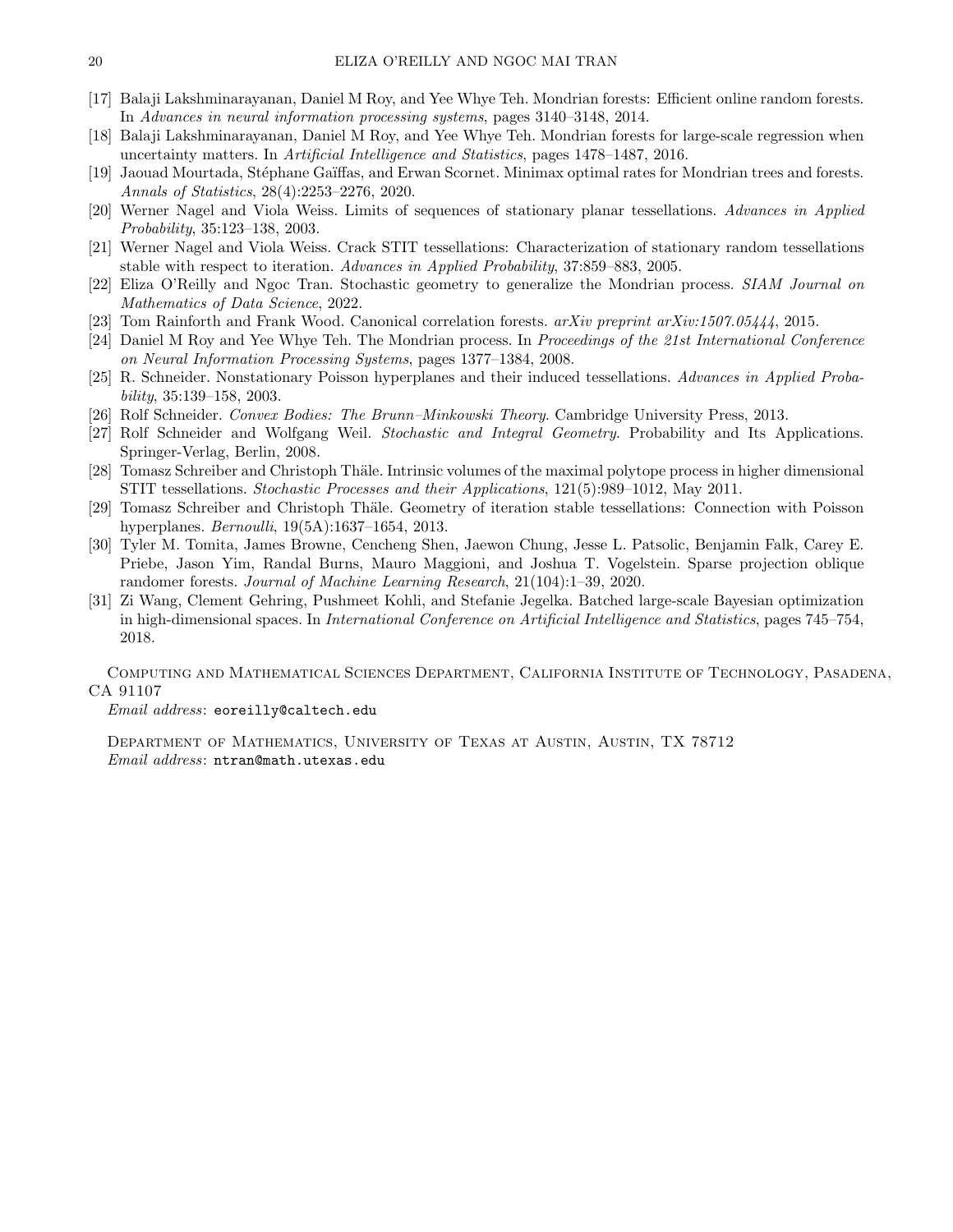[17] Balaji Lakshminarayanan, Daniel M Roy, and Yee Whye Teh. Mondrian forests: Efficient online random forests. In *Advances in neural information processing systems*, pages 3140–3148, 2014.

[18] Balaji Lakshminarayanan, Daniel M Roy, and Yee Whye Teh. Mondrian forests for large-scale regression when uncertainty matters. In *Artificial Intelligence and Statistics*, pages 1478–1487, 2016.

[19] Jaouad Mourtada, Stéphane Gaïffas, and Erwan Scornet. Minimax optimal rates for Mondrian trees and forests. *Annals of Statistics*, 28(4):2253–2276, 2020.

[20] Werner Nagel and Viola Weiss. Limits of sequences of stationary planar tessellations. *Advances in Applied Probability*, 35:123–138, 2003.

[21] Werner Nagel and Viola Weiss. Crack STIT tessellations: Characterization of stationary random tessellations stable with respect to iteration. *Advances in Applied Probability*, 37:859–883, 2005.

[22] Eliza O'Reilly and Ngoc Tran. Stochastic geometry to generalize the Mondrian process. *SIAM Journal on Mathematics of Data Science*, 2022.

[23] Tom Rainforth and Frank Wood. Canonical correlation forests. *arXiv preprint arXiv:1507.05444*, 2015.

[24] Daniel M Roy and Yee Whye Teh. The Mondrian process. In *Proceedings of the 21st International Conference on Neural Information Processing Systems*, pages 1377–1384, 2008.

[25] R. Schneider. Nonstationary Poisson hyperplanes and their induced tessellations. *Advances in Applied Probability*, 35:139–158, 2003.

[26] Rolf Schneider. *Convex Bodies: The Brunn–Minkowski Theory*. Cambridge University Press, 2013.

[27] Rolf Schneider and Wolfgang Weil. *Stochastic and Integral Geometry*. Probability and Its Applications. Springer-Verlag, Berlin, 2008.

[28] Tomasz Schreiber and Christoph Thäle. Intrinsic volumes of the maximal polytope process in higher dimensional STIT tessellations. *Stochastic Processes and their Applications*, 121(5):989–1012, May 2011.

[29] Tomasz Schreiber and Christoph Thäle. Geometry of iteration stable tessellations: Connection with Poisson hyperplanes. *Bernoulli*, 19(5A):1637–1654, 2013.

[30] Tyler M. Tomita, James Browne, Cencheng Shen, Jaewon Chung, Jesse L. Patsolic, Benjamin Falk, Carey E. Priebe, Jason Yim, Randal Burns, Mauro Maggioni, and Joshua T. Vogelstein. Sparse projection oblique randomer forests. *Journal of Machine Learning Research*, 21(104):1–39, 2020.

[31] Zi Wang, Clement Gehring, Pushmeet Kohli, and Stefanie Jegelka. Batched large-scale Bayesian optimization in high-dimensional spaces. In *International Conference on Artificial Intelligence and Statistics*, pages 745–754, 2018.

Computing and Mathematical Sciences Department, California Institute of Technology, Pasadena, CA 91107

*Email address*: eoreilly@caltech.edu

Department of Mathematics, University of Texas at Austin, Austin, TX 78712

*Email address*: ntran@math.utexas.edu